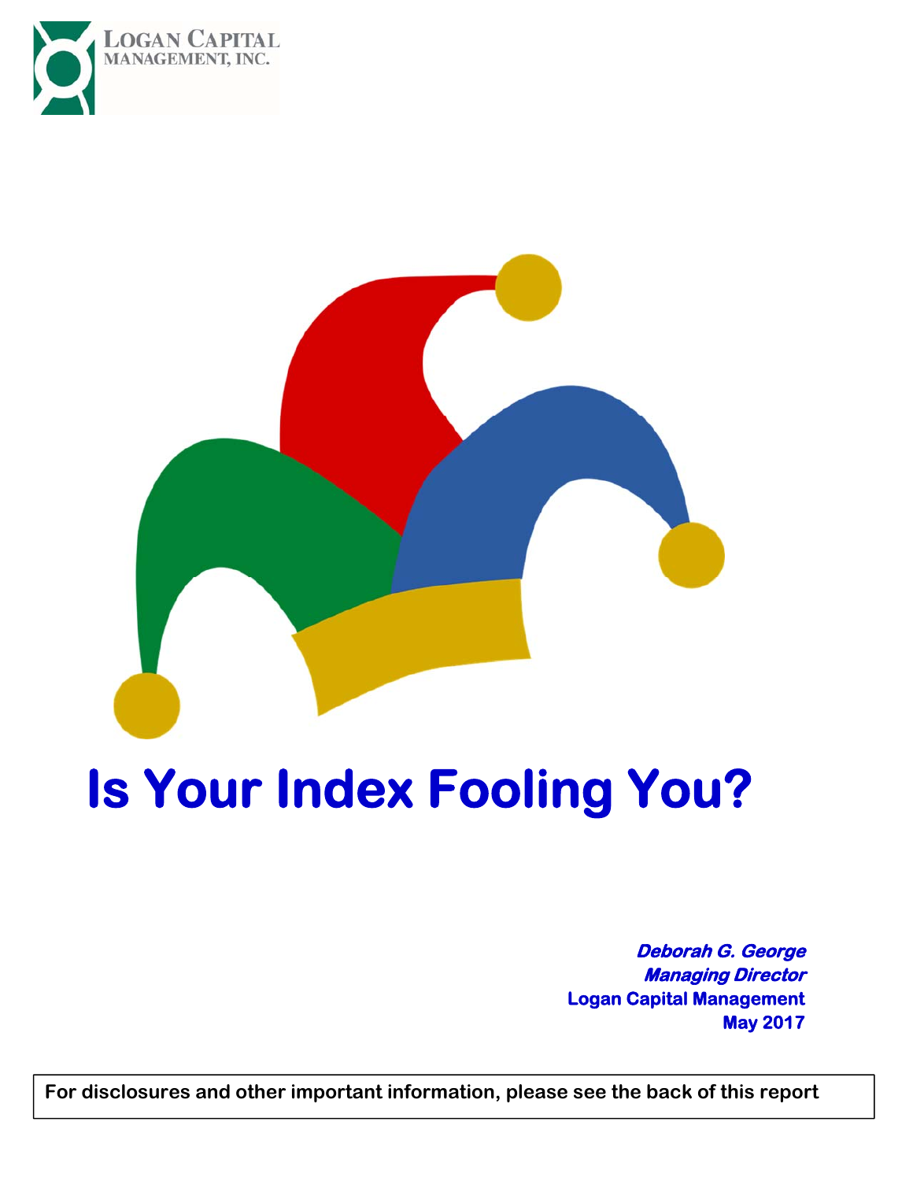LOGAN CAPITAL
MANAGEMENT, INC.

# Is Your Index Fooling You?

***Deborah G. George***
***Managing Director***
**Logan Capital Management**
**May 2017**

**For disclosures and other important information, please see the back of this report**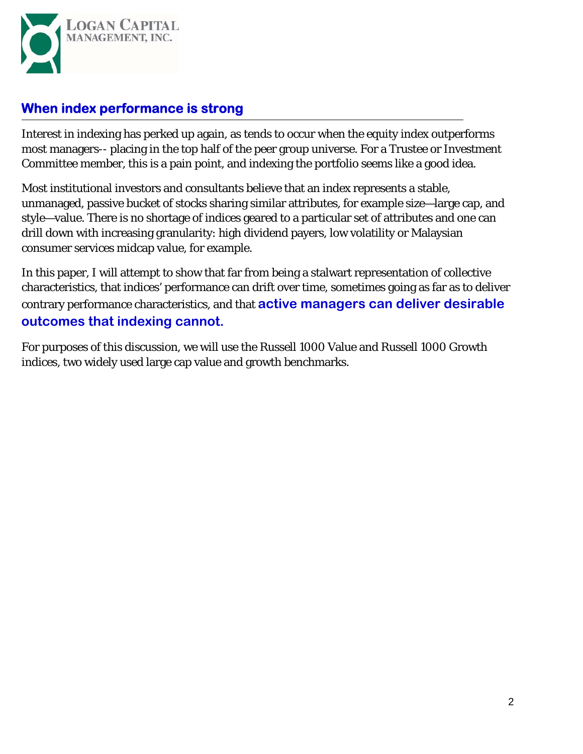## When index performance is strong

Interest in indexing has perked up again, as tends to occur when the equity index outperforms most managers-- placing in the top half of the peer group universe. For a Trustee or Investment Committee member, this is a pain point, and indexing the portfolio seems like a good idea.

Most institutional investors and consultants believe that an index represents a stable, unmanaged, passive bucket of stocks sharing similar attributes, for example size—large cap, and style—value. There is no shortage of indices geared to a particular set of attributes and one can drill down with increasing granularity: high dividend payers, low volatility or Malaysian consumer services midcap value, for example.

In this paper, I will attempt to show that far from being a stalwart representation of collective characteristics, that indices' performance can drift over time, sometimes going as far as to deliver contrary performance characteristics, and that **active managers can deliver desirable outcomes that indexing cannot.**

For purposes of this discussion, we will use the Russell 1000 Value and Russell 1000 Growth indices, two widely used large cap value and growth benchmarks.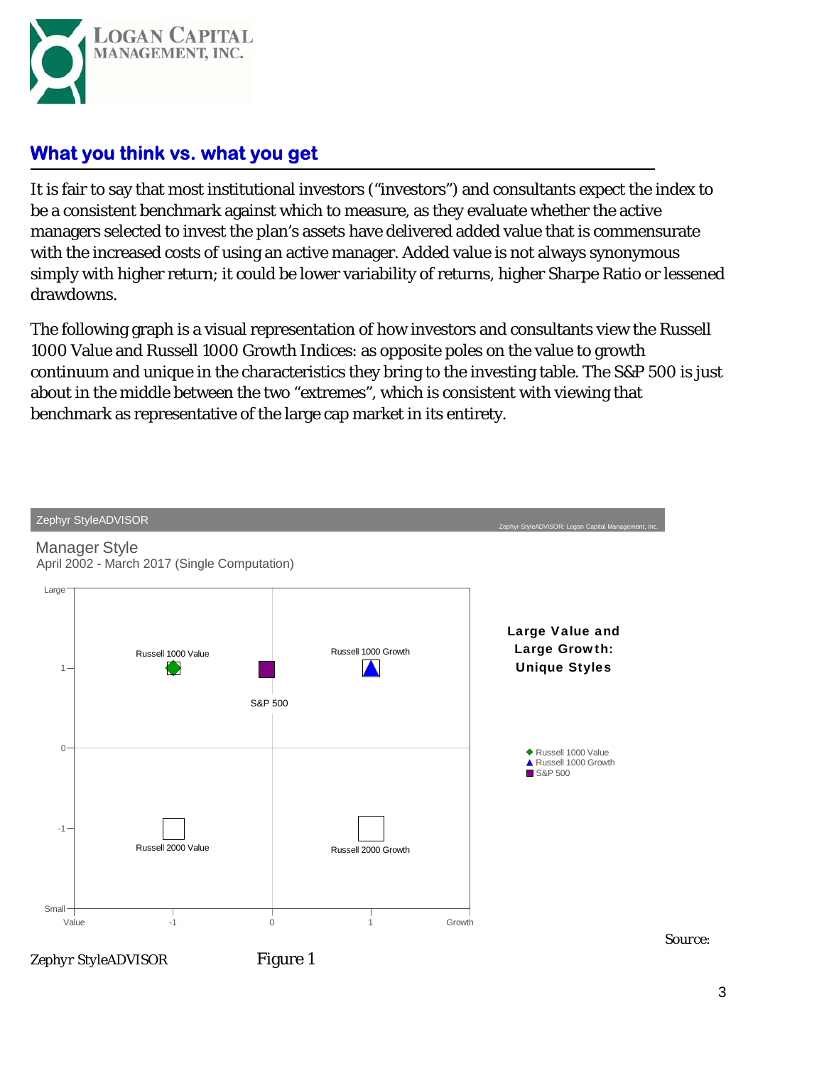# What you think vs. what you get

It is fair to say that most institutional investors ("investors") and consultants expect the index to be a consistent benchmark against which to measure, as they evaluate whether the active managers selected to invest the plan's assets have delivered added value that is commensurate with the increased costs of using an active manager. Added value is not always synonymous simply with higher return; it could be lower variability of returns, higher Sharpe Ratio or lessened drawdowns.

The following graph is a visual representation of how investors and consultants view the Russell 1000 Value and Russell 1000 Growth Indices: as opposite poles on the value to growth continuum and unique in the characteristics they bring to the investing table. The S&P 500 is just about in the middle between the two "extremes", which is consistent with viewing that benchmark as representative of the large cap market in its entirety.

Zephyr StyleADVISOR

Zephyr StyleADVISOR: Logan Capital Management, Inc.

Manager Style

April 2002 - March 2017 (Single Computation)

**Large Value and Large Growth: Unique Styles**

- Russell 1000 Value
- Russell 1000 Growth
- S&P 500

Source: Zephyr StyleADVISOR

Figure 1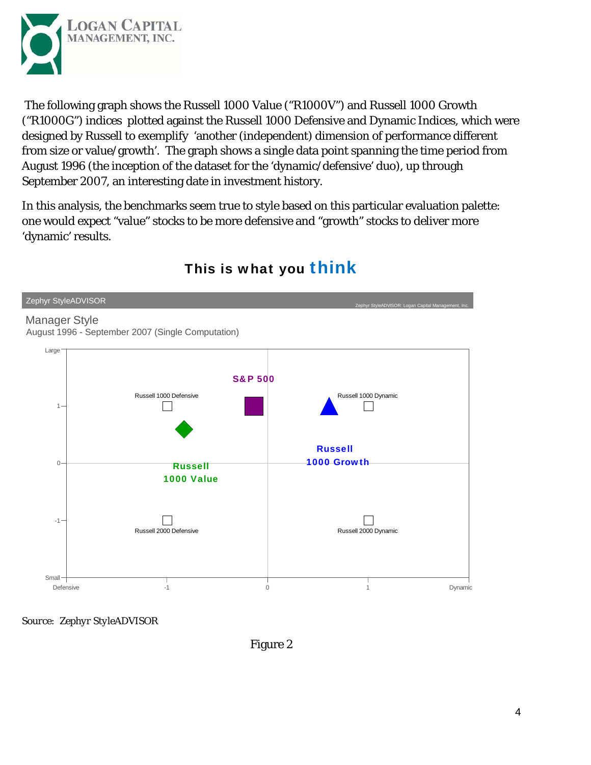The following graph shows the Russell 1000 Value ("R1000V") and Russell 1000 Growth ("R1000G") indices plotted against the Russell 1000 Defensive and Dynamic Indices, which were designed by Russell to exemplify 'another (independent) dimension of performance different from size or value/growth'. The graph shows a single data point spanning the time period from August 1996 (the inception of the dataset for the 'dynamic/defensive' duo), up through September 2007, an interesting date in investment history.

In this analysis, the benchmarks seem true to style based on this particular evaluation palette: one would expect "value" stocks to be more defensive and "growth" stocks to deliver more 'dynamic' results.

## This is what you **think**

Zephyr StyleADVISOR

Zephyr StyleADVISOR: Logan Capital Management, Inc.

Manager Style

August 1996 - September 2007 (Single Computation)

Source: Zephyr StyleADVISOR

Figure 2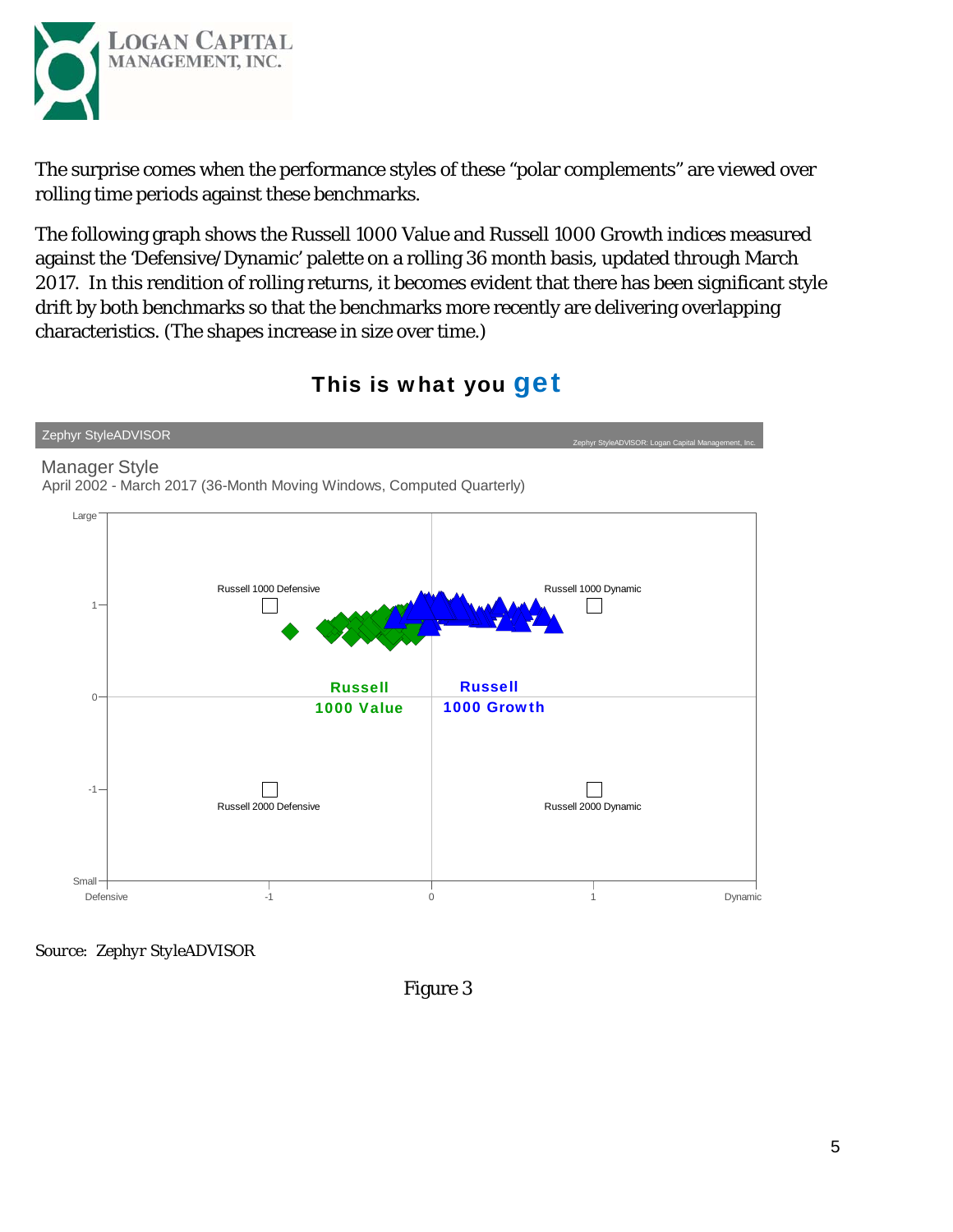The surprise comes when the performance styles of these "polar complements" are viewed over rolling time periods against these benchmarks.

The following graph shows the Russell 1000 Value and Russell 1000 Growth indices measured against the 'Defensive/Dynamic' palette on a rolling 36 month basis, updated through March 2017. In this rendition of rolling returns, it becomes evident that there has been significant style drift by both benchmarks so that the benchmarks more recently are delivering overlapping characteristics. (The shapes increase in size over time.)

**This is what you get**

Zephyr StyleADVISOR

Zephyr StyleADVISOR: Logan Capital Management, Inc.

Manager Style

April 2002 - March 2017 (36-Month Moving Windows, Computed Quarterly)

Russell 1000 Defensive | Russell 1000 Dynamic | Russell 1000 Value | Russell 1000 Growth | Russell 2000 Defensive | Russell 2000 Dynamic

Large, Small, Defensive, Dynamic

Source: Zephyr StyleADVISOR

Figure 3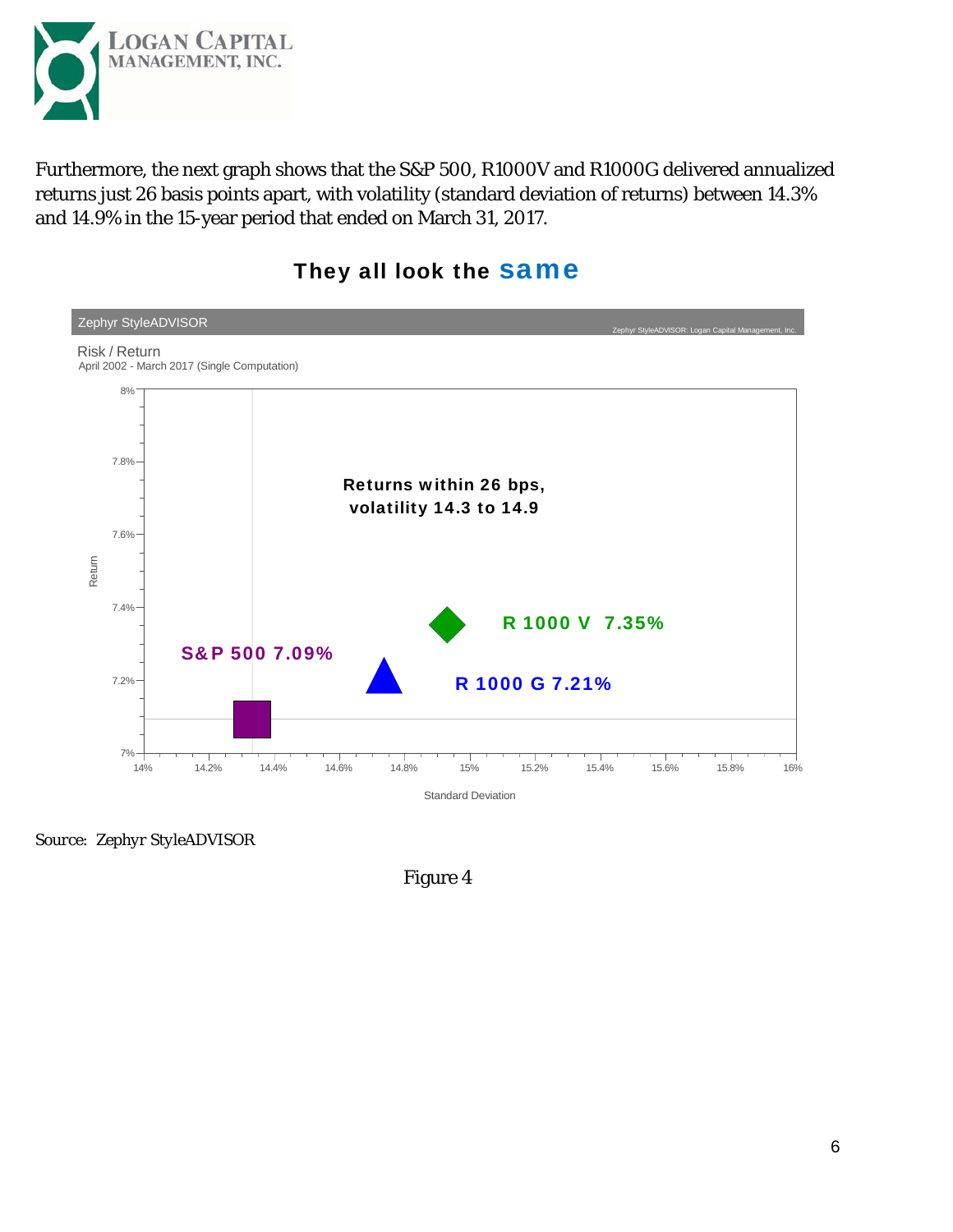Furthermore, the next graph shows that the S&P 500, R1000V and R1000G delivered annualized returns just 26 basis points apart, with volatility (standard deviation of returns) between 14.3% and 14.9% in the 15-year period that ended on March 31, 2017.

## They all look the same

Zephyr StyleADVISOR

Zephyr StyleADVISOR: Logan Capital Management, Inc.

Risk / Return
April 2002 - March 2017 (Single Computation)

Returns within 26 bps, volatility 14.3 to 14.9

R 1000 V 7.35%

S&P 500 7.09%

R 1000 G 7.21%

Return

Standard Deviation

Source: Zephyr StyleADVISOR

Figure 4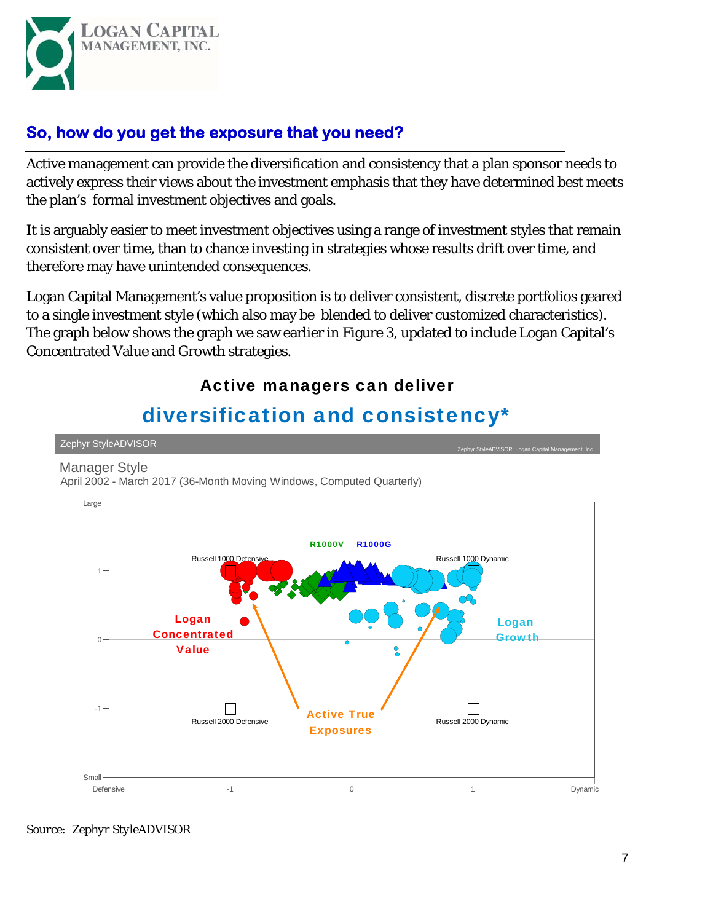## So, how do you get the exposure that you need?

Active management can provide the diversification and consistency that a plan sponsor needs to actively express their views about the investment emphasis that they have determined best meets the plan's formal investment objectives and goals.

It is arguably easier to meet investment objectives using a range of investment styles that remain consistent over time, than to chance investing in strategies whose results drift over time, and therefore may have unintended consequences.

Logan Capital Management's value proposition is to deliver consistent, discrete portfolios geared to a single investment style (which also may be blended to deliver customized characteristics). The graph below shows the graph we saw earlier in Figure 3, updated to include Logan Capital's Concentrated Value and Growth strategies.

**Active managers can deliver diversification and consistency***

Source: Zephyr StyleADVISOR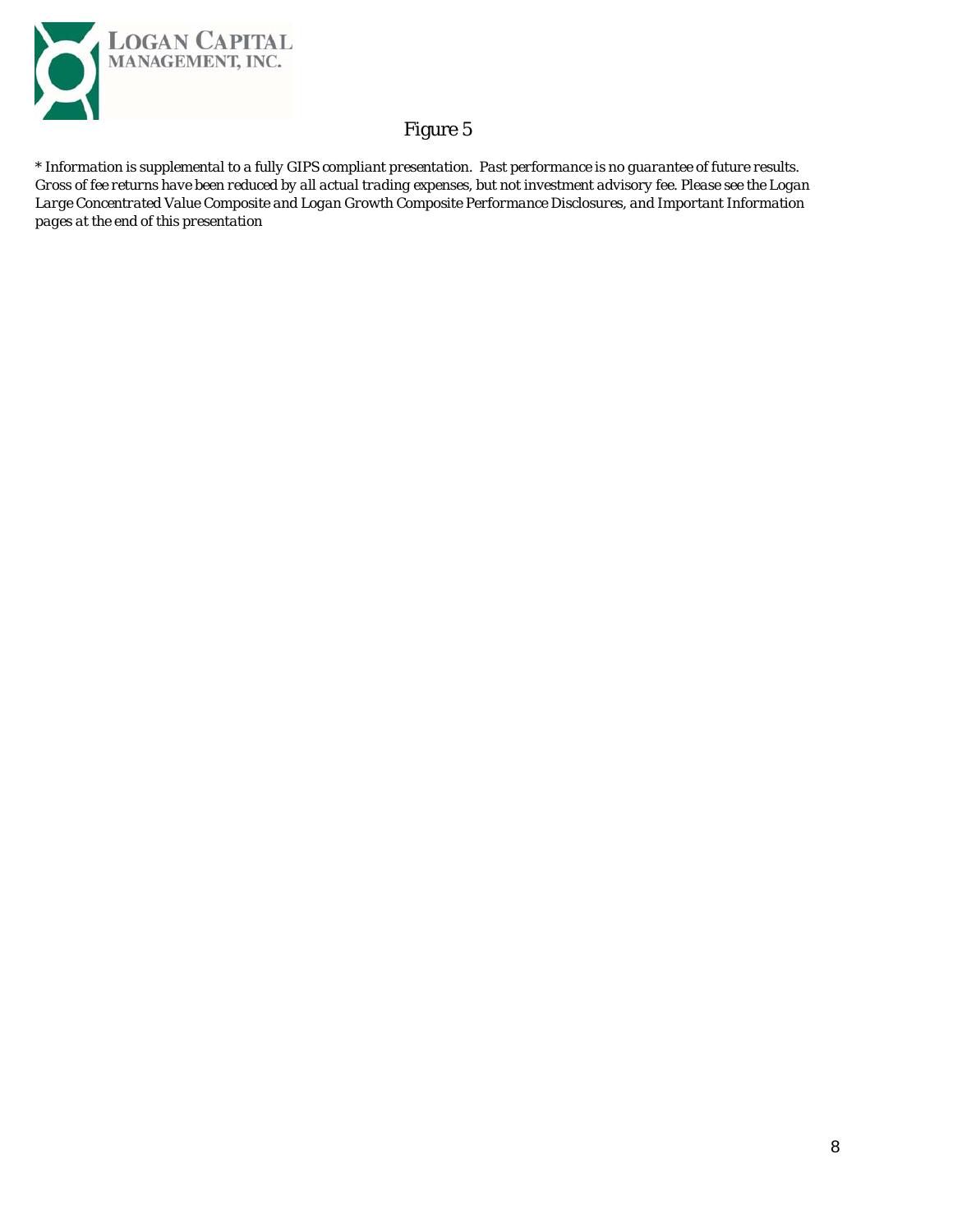Figure 5

*\* Information is supplemental to a fully GIPS compliant presentation. Past performance is no guarantee of future results. Gross of fee returns have been reduced by all actual trading expenses, but not investment advisory fee. Please see the Logan Large Concentrated Value Composite and Logan Growth Composite Performance Disclosures, and Important Information pages at the end of this presentation*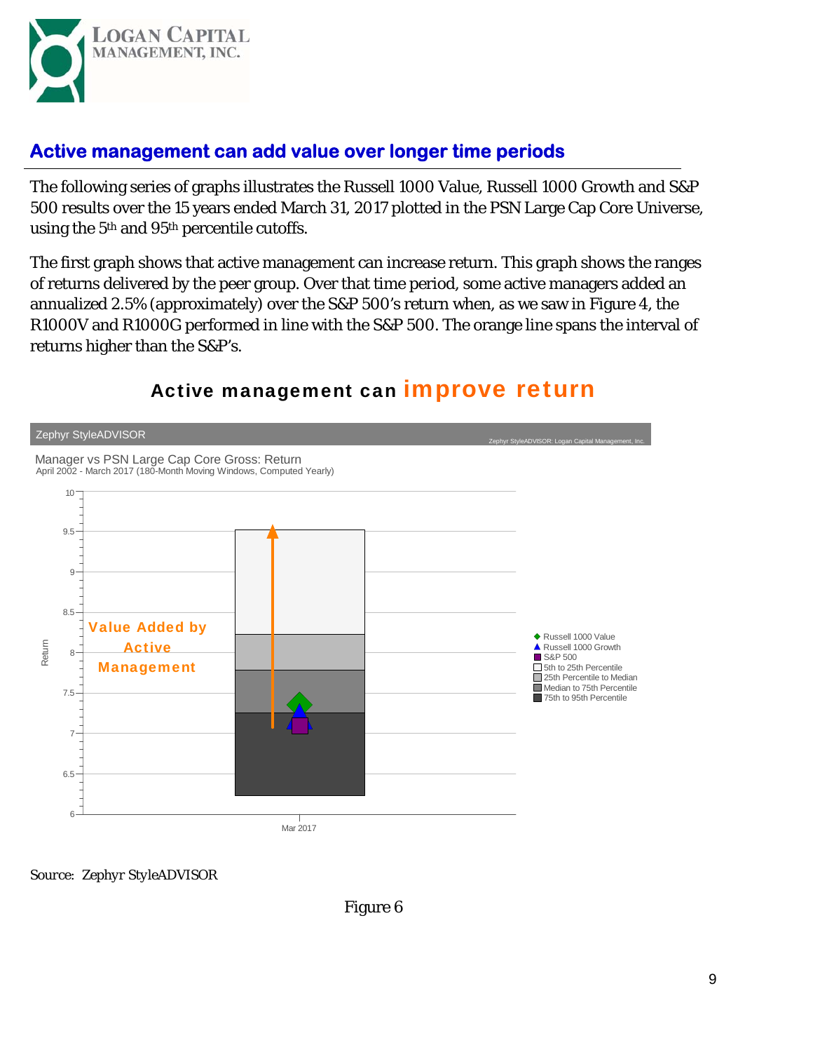## Active management can add value over longer time periods

The following series of graphs illustrates the Russell 1000 Value, Russell 1000 Growth and S&P 500 results over the 15 years ended March 31, 2017 plotted in the PSN Large Cap Core Universe, using the 5th and 95th percentile cutoffs.

The first graph shows that active management can increase return. This graph shows the ranges of returns delivered by the peer group. Over that time period, some active managers added an annualized 2.5% (approximately) over the S&P 500's return when, as we saw in Figure 4, the R1000V and R1000G performed in line with the S&P 500. The orange line spans the interval of returns higher than the S&P's.

**Active management can improve return**

Zephyr StyleADVISOR

Zephyr StyleADVISOR: Logan Capital Management, Inc.

Manager vs PSN Large Cap Core Gross: Return
April 2002 - March 2017 (180-Month Moving Windows, Computed Yearly)

Value Added by Active Management

Return

Mar 2017

- Russell 1000 Value
- Russell 1000 Growth
- S&P 500
- 5th to 25th Percentile
- 25th Percentile to Median
- Median to 75th Percentile
- 75th to 95th Percentile

Source: Zephyr StyleADVISOR

Figure 6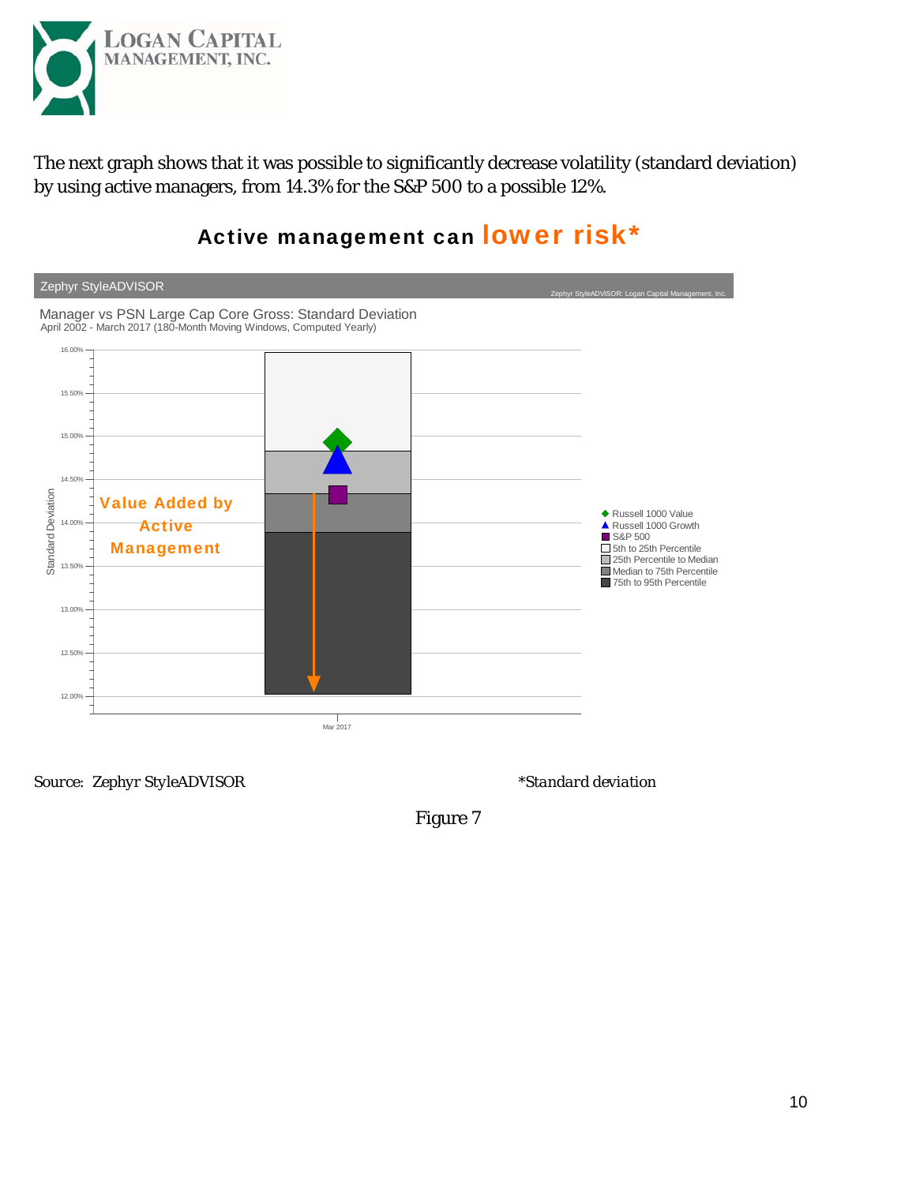The next graph shows that it was possible to significantly decrease volatility (standard deviation) by using active managers, from 14.3% for the S&P 500 to a possible 12%.

## Active management can lower risk*

Zephyr StyleADVISOR

Manager vs PSN Large Cap Core Gross: Standard Deviation
April 2002 - March 2017 (180-Month Moving Windows, Computed Yearly)

Value Added by Active Management

- Russell 1000 Value
- Russell 1000 Growth
- S&P 500
- 5th to 25th Percentile
- 25th Percentile to Median
- Median to 75th Percentile
- 75th to 95th Percentile

Source: Zephyr StyleADVISOR

*Standard deviation

Figure 7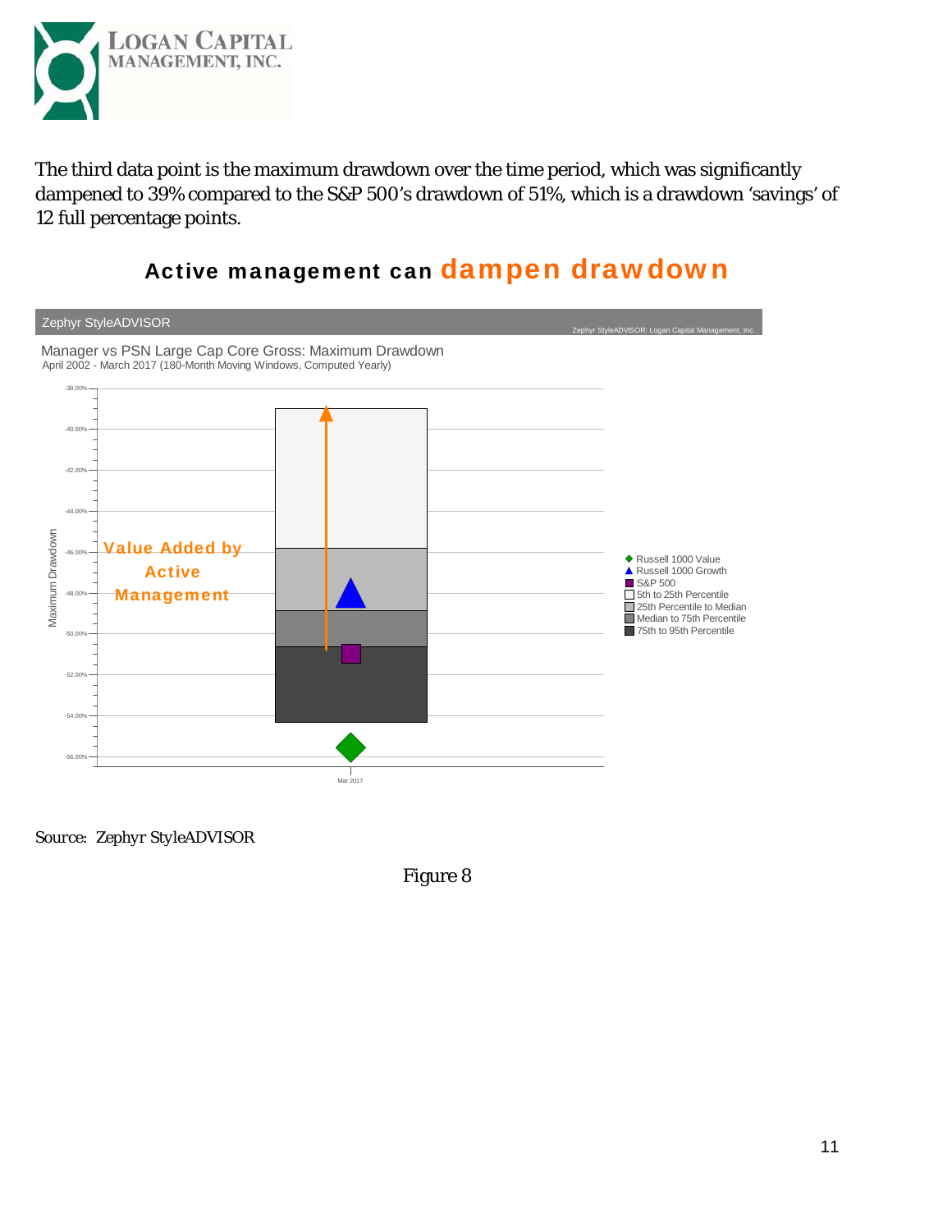The third data point is the maximum drawdown over the time period, which was significantly dampened to 39% compared to the S&P 500's drawdown of 51%, which is a drawdown 'savings' of 12 full percentage points.

## Active management can dampen drawdown

Zephyr StyleADVISOR

Zephyr StyleADVISOR: Logan Capital Management, Inc.

Manager vs PSN Large Cap Core Gross: Maximum Drawdown
April 2002 - March 2017 (180-Month Moving Windows, Computed Yearly)

Value Added by Active Management

Maximum Drawdown

-38.00%
-40.00%
-42.00%
-44.00%
-46.00%
-48.00%
-50.00%
-52.00%
-54.00%
-56.00%

Mar 2017

- Russell 1000 Value
- Russell 1000 Growth
- S&P 500
- 5th to 25th Percentile
- 25th Percentile to Median
- Median to 75th Percentile
- 75th to 95th Percentile

Source: Zephyr StyleADVISOR

Figure 8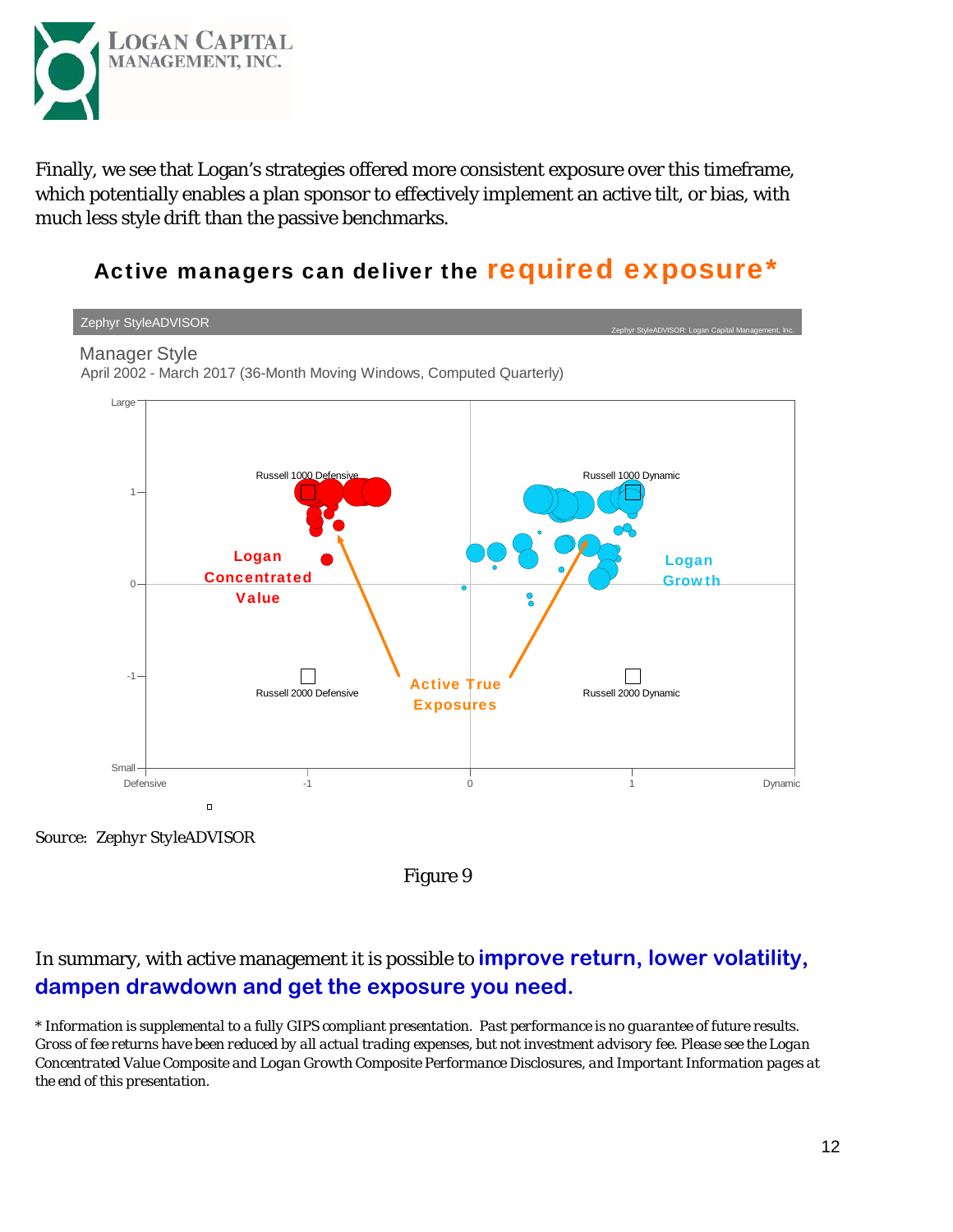Finally, we see that Logan's strategies offered more consistent exposure over this timeframe, which potentially enables a plan sponsor to effectively implement an active tilt, or bias, with much less style drift than the passive benchmarks.

## Active managers can deliver the required exposure*

Zephyr StyleADVISOR

Zephyr StyleADVISOR: Logan Capital Management, Inc.

Manager Style

April 2002 - March 2017 (36-Month Moving Windows, Computed Quarterly)

Source: Zephyr StyleADVISOR

Figure 9

In summary, with active management it is possible to **improve return, lower volatility, dampen drawdown and get the exposure you need.**

*\* Information is supplemental to a fully GIPS compliant presentation. Past performance is no guarantee of future results. Gross of fee returns have been reduced by all actual trading expenses, but not investment advisory fee. Please see the Logan Concentrated Value Composite and Logan Growth Composite Performance Disclosures, and Important Information pages at the end of this presentation.*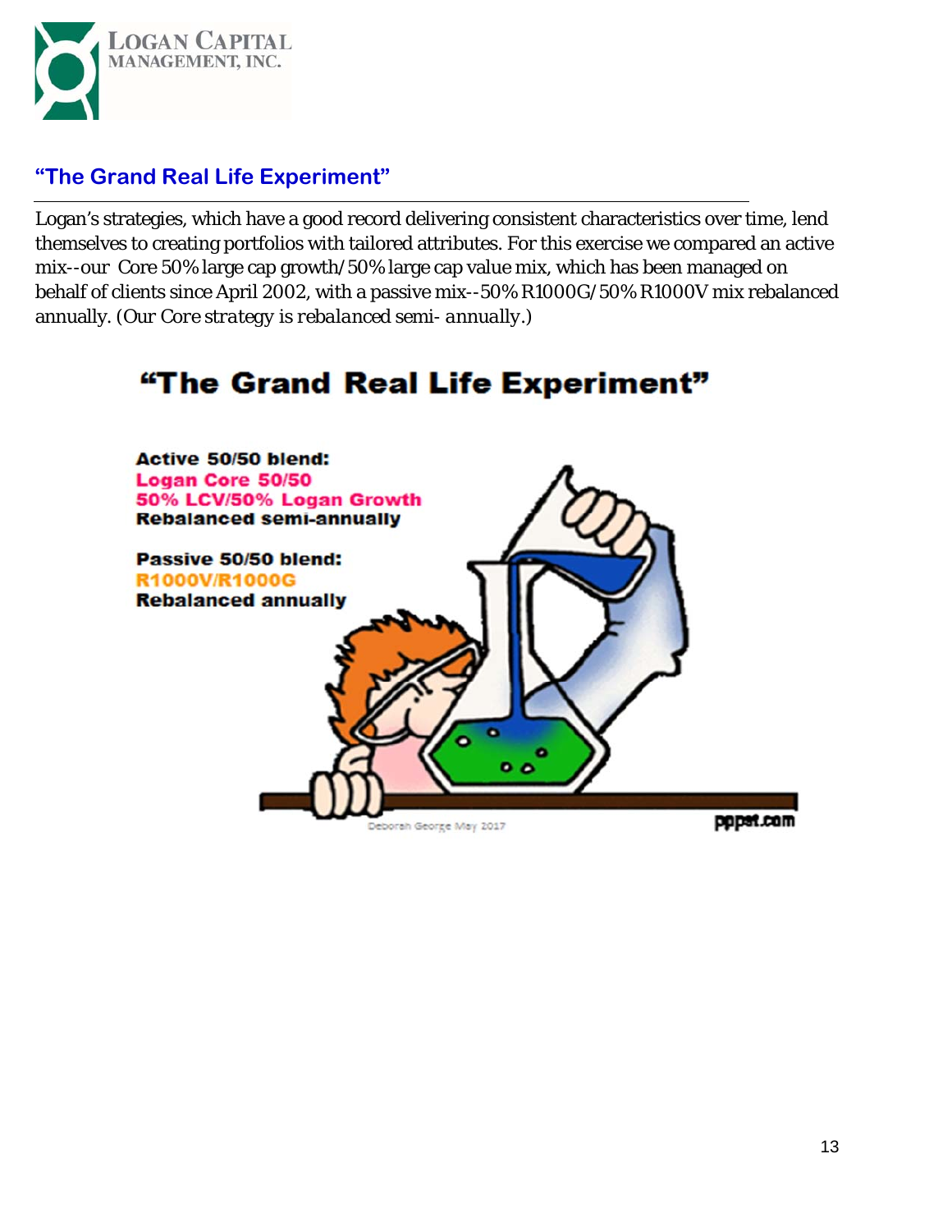## "The Grand Real Life Experiment"

Logan's strategies, which have a good record delivering consistent characteristics over time, lend themselves to creating portfolios with tailored attributes. For this exercise we compared an active mix--our Core 50% large cap growth/50% large cap value mix, which has been managed on behalf of clients since April 2002, with a passive mix--50% R1000G/50% R1000V mix rebalanced annually. *(Our Core strategy is rebalanced semi- annually.)*

**"The Grand Real Life Experiment"**

**Active 50/50 blend:**
**Logan Core 50/50**
**50% LCV/50% Logan Growth**
**Rebalanced semi-annually**

**Passive 50/50 blend:**
**R1000V/R1000G**
**Rebalanced annually**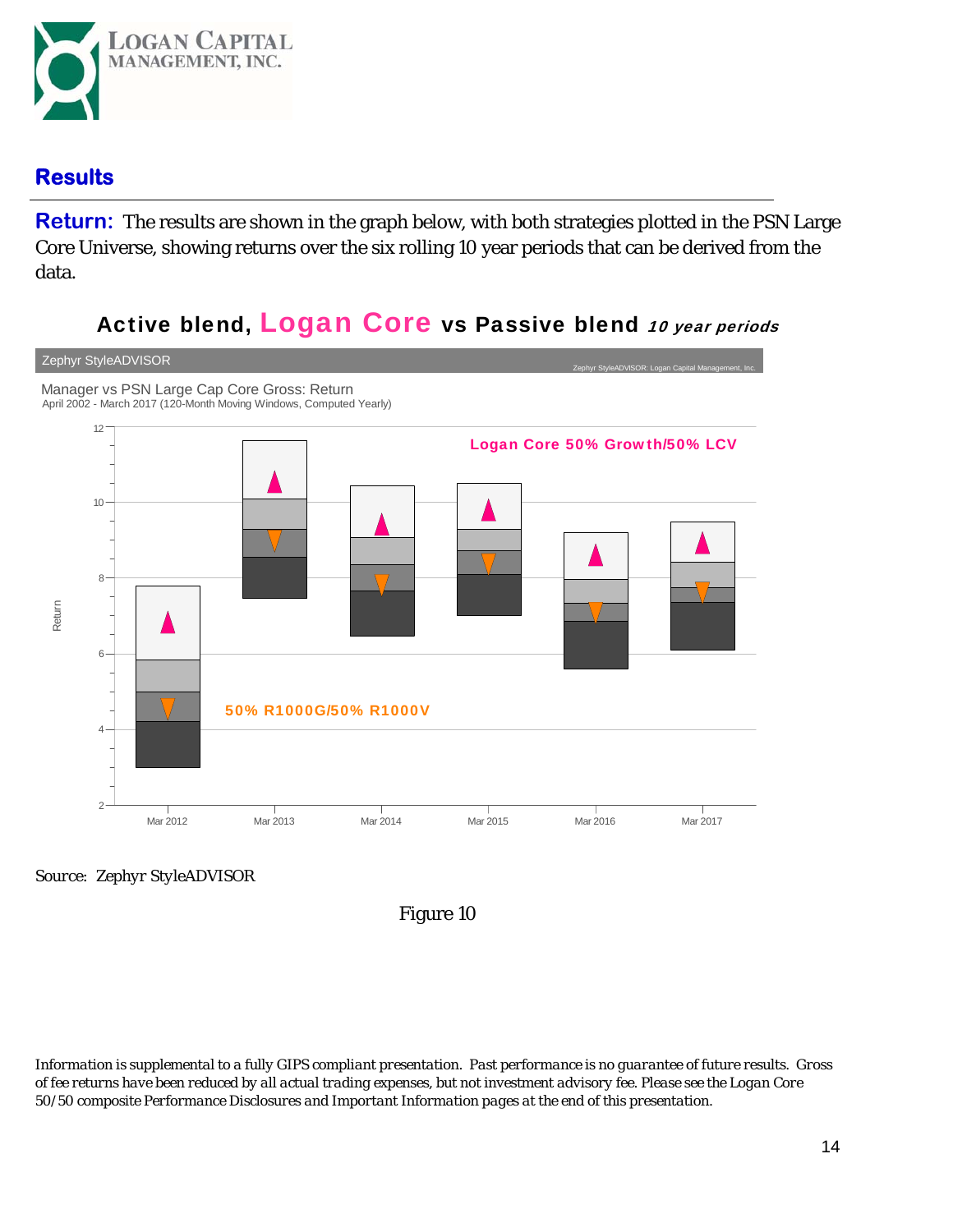## Results

**Return:** The results are shown in the graph below, with both strategies plotted in the PSN Large Core Universe, showing returns over the six rolling 10 year periods that can be derived from the data.

### Active blend, Logan Core vs Passive blend *10 year periods*

Zephyr StyleADVISOR

Zephyr StyleADVISOR: Logan Capital Management, Inc.

Manager vs PSN Large Cap Core Gross: Return
April 2002 - March 2017 (120-Month Moving Windows, Computed Yearly)

Logan Core 50% Growth/50% LCV

50% R1000G/50% R1000V

Return

Mar 2012 | Mar 2013 | Mar 2014 | Mar 2015 | Mar 2016 | Mar 2017

Source: Zephyr StyleADVISOR

Figure 10

*Information is supplemental to a fully GIPS compliant presentation. Past performance is no guarantee of future results. Gross of fee returns have been reduced by all actual trading expenses, but not investment advisory fee. Please see the Logan Core 50/50 composite Performance Disclosures and Important Information pages at the end of this presentation.*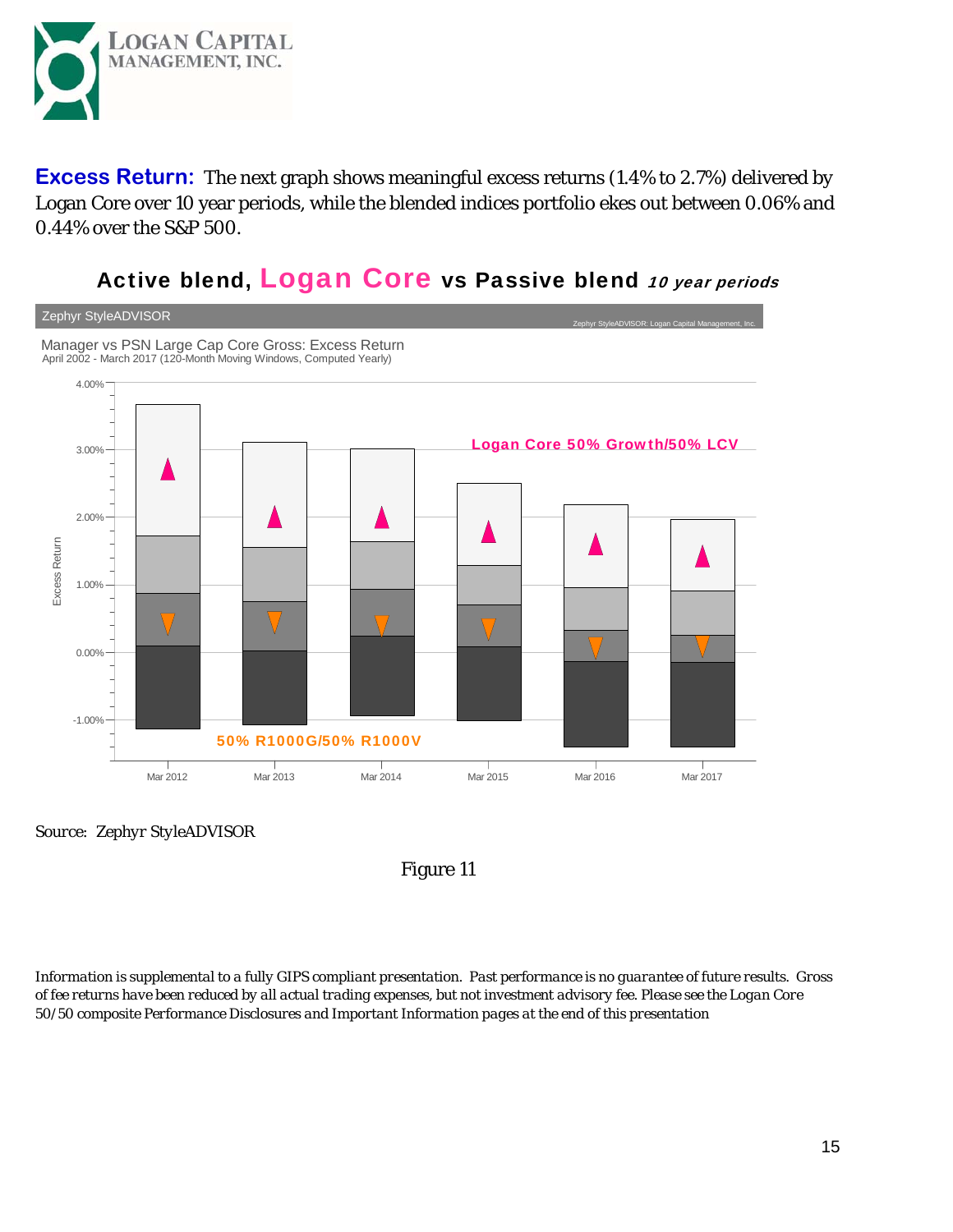**Excess Return:** The next graph shows meaningful excess returns (1.4% to 2.7%) delivered by Logan Core over 10 year periods, while the blended indices portfolio ekes out between 0.06% and 0.44% over the S&P 500.

## Active blend, Logan Core vs Passive blend *10 year periods*

Zephyr StyleADVISOR

Zephyr StyleADVISOR: Logan Capital Management, Inc.

Manager vs PSN Large Cap Core Gross: Excess Return
April 2002 - March 2017 (120-Month Moving Windows, Computed Yearly)

Logan Core 50% Growth/50% LCV

50% R1000G/50% R1000V

Excess Return

4.00%, 3.00%, 2.00%, 1.00%, 0.00%, -1.00%

Mar 2012, Mar 2013, Mar 2014, Mar 2015, Mar 2016, Mar 2017

Source: Zephyr StyleADVISOR

Figure 11

*Information is supplemental to a fully GIPS compliant presentation. Past performance is no guarantee of future results. Gross of fee returns have been reduced by all actual trading expenses, but not investment advisory fee. Please see the Logan Core 50/50 composite Performance Disclosures and Important Information pages at the end of this presentation*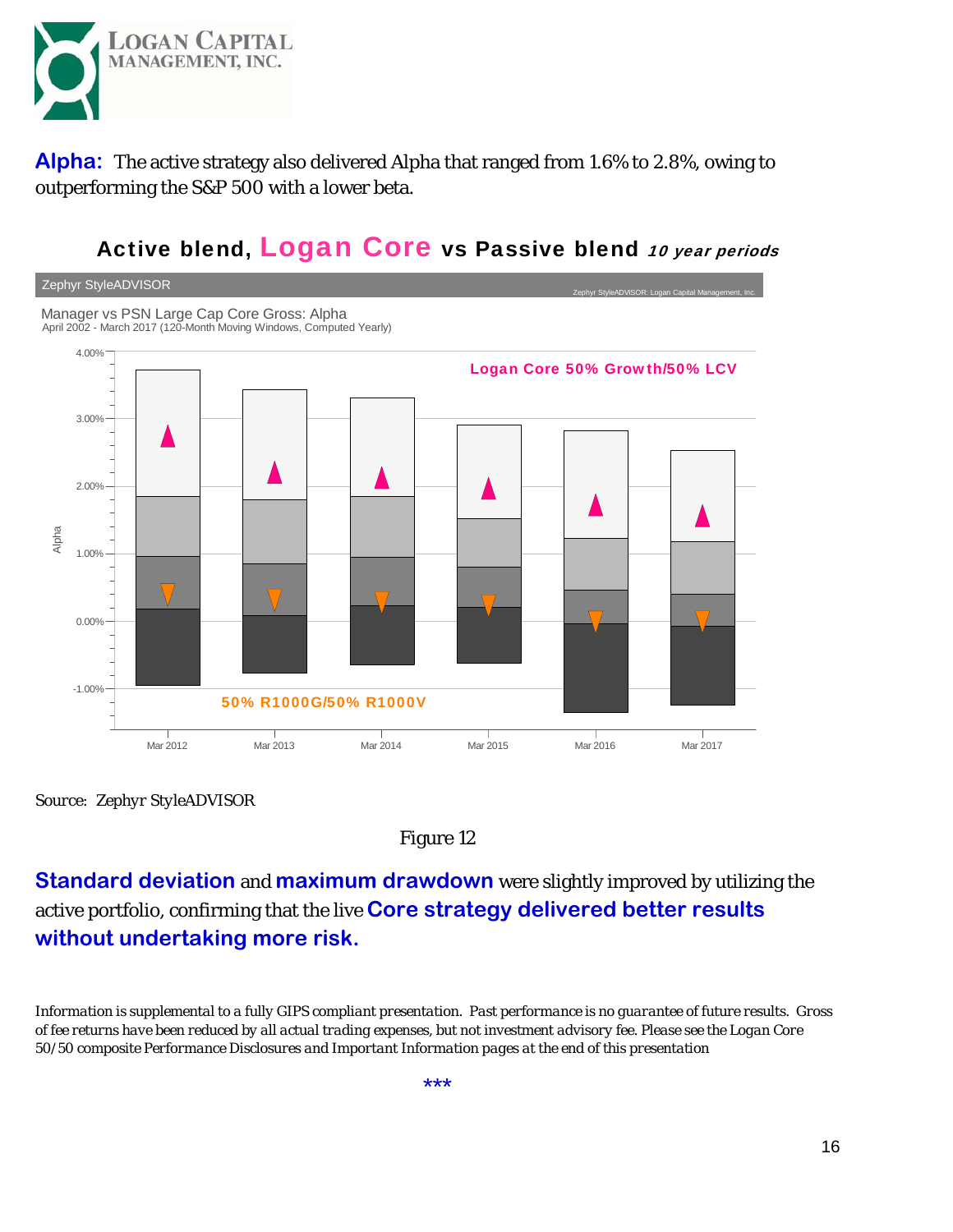**Alpha:** The active strategy also delivered Alpha that ranged from 1.6% to 2.8%, owing to outperforming the S&P 500 with a lower beta.

## Active blend, Logan Core vs Passive blend *10 year periods*

Zephyr StyleADVISOR

Zephyr StyleADVISOR: Logan Capital Management, Inc.

Manager vs PSN Large Cap Core Gross: Alpha
April 2002 - March 2017 (120-Month Moving Windows, Computed Yearly)

Logan Core 50% Growth/50% LCV

50% R1000G/50% R1000V

Alpha

4.00%, 3.00%, 2.00%, 1.00%, 0.00%, -1.00%

Mar 2012, Mar 2013, Mar 2014, Mar 2015, Mar 2016, Mar 2017

*Source: Zephyr StyleADVISOR*

Figure 12

**Standard deviation** and **maximum drawdown** were slightly improved by utilizing the active portfolio, confirming that the live **Core strategy delivered better results without undertaking more risk.**

*Information is supplemental to a fully GIPS compliant presentation. Past performance is no guarantee of future results. Gross of fee returns have been reduced by all actual trading expenses, but not investment advisory fee. Please see the Logan Core 50/50 composite Performance Disclosures and Important Information pages at the end of this presentation*

***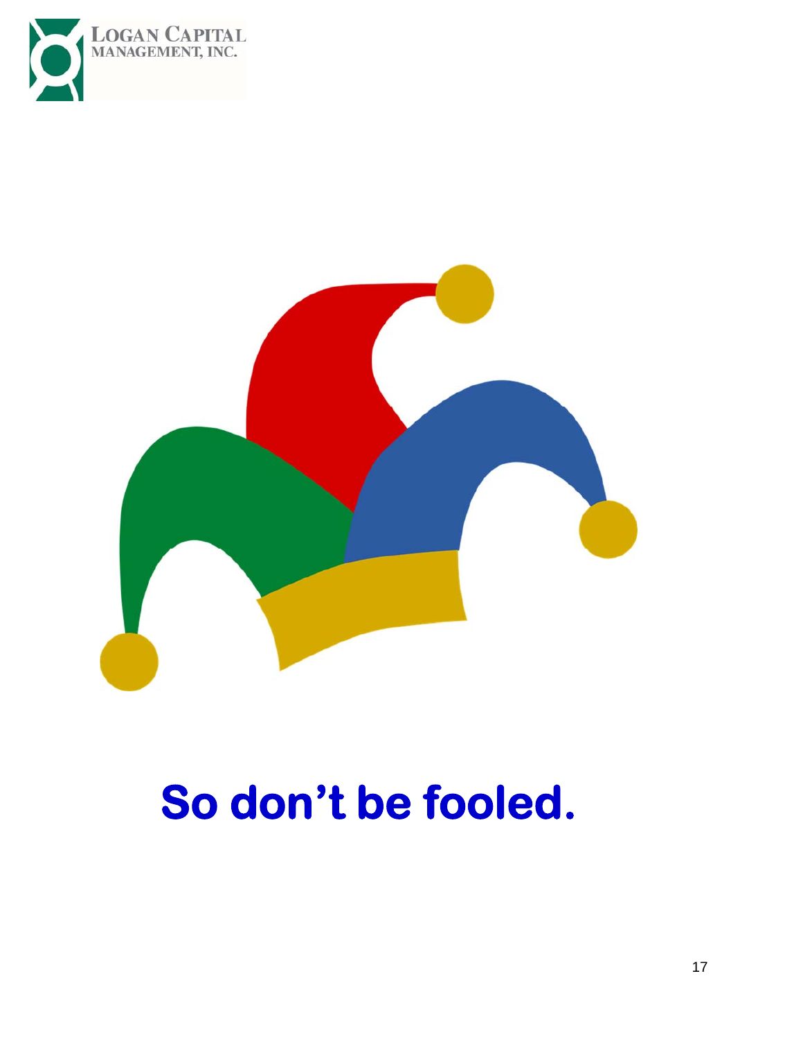# So don't be fooled.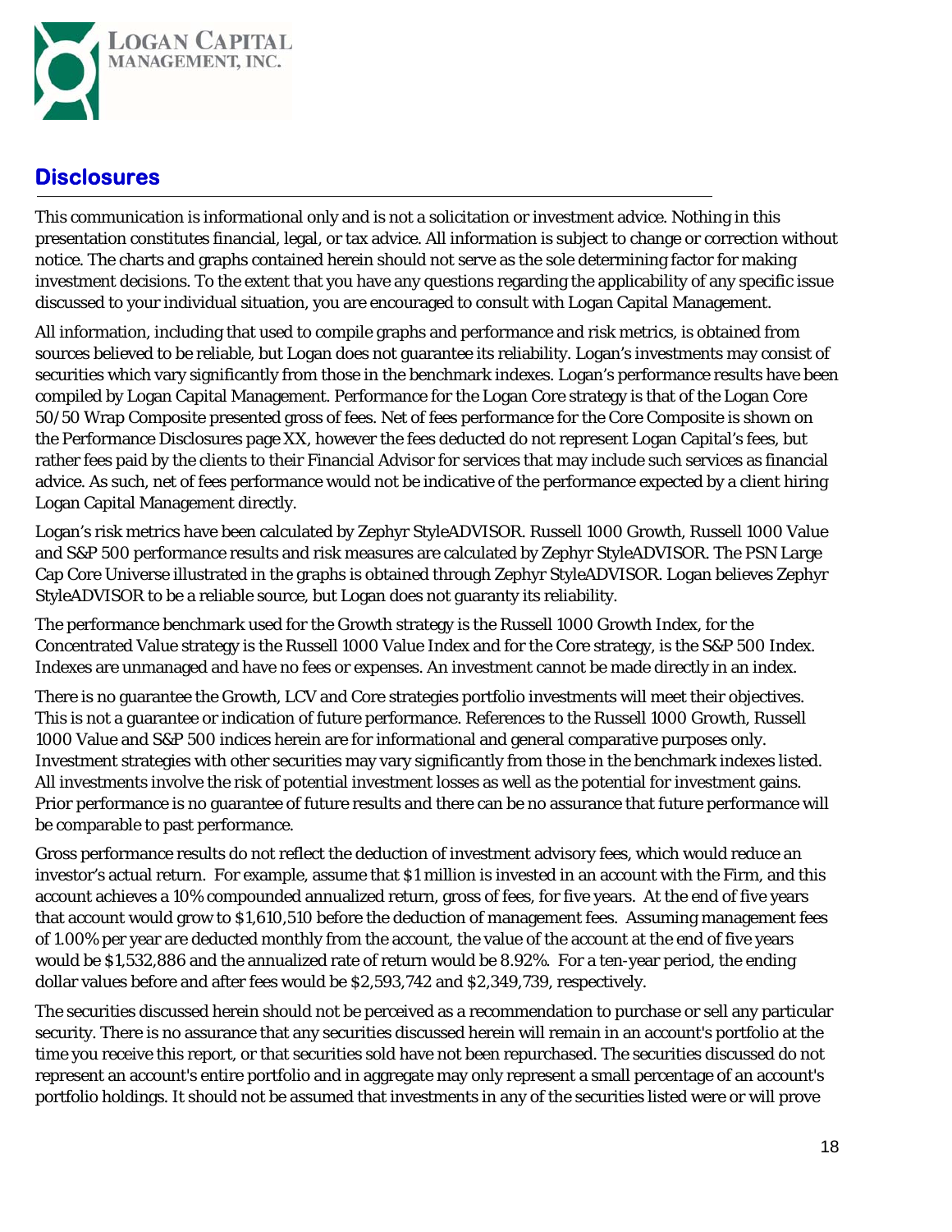# Disclosures

This communication is informational only and is not a solicitation or investment advice. Nothing in this presentation constitutes financial, legal, or tax advice. All information is subject to change or correction without notice. The charts and graphs contained herein should not serve as the sole determining factor for making investment decisions. To the extent that you have any questions regarding the applicability of any specific issue discussed to your individual situation, you are encouraged to consult with Logan Capital Management.

All information, including that used to compile graphs and performance and risk metrics, is obtained from sources believed to be reliable, but Logan does not guarantee its reliability. Logan's investments may consist of securities which vary significantly from those in the benchmark indexes. Logan's performance results have been compiled by Logan Capital Management. Performance for the Logan Core strategy is that of the Logan Core 50/50 Wrap Composite presented gross of fees. Net of fees performance for the Core Composite is shown on the Performance Disclosures page XX, however the fees deducted do not represent Logan Capital's fees, but rather fees paid by the clients to their Financial Advisor for services that may include such services as financial advice. As such, net of fees performance would not be indicative of the performance expected by a client hiring Logan Capital Management directly.

Logan's risk metrics have been calculated by Zephyr StyleADVISOR. Russell 1000 Growth, Russell 1000 Value and S&P 500 performance results and risk measures are calculated by Zephyr StyleADVISOR. The PSN Large Cap Core Universe illustrated in the graphs is obtained through Zephyr StyleADVISOR. Logan believes Zephyr StyleADVISOR to be a reliable source, but Logan does not guaranty its reliability.

The performance benchmark used for the Growth strategy is the Russell 1000 Growth Index, for the Concentrated Value strategy is the Russell 1000 Value Index and for the Core strategy, is the S&P 500 Index. Indexes are unmanaged and have no fees or expenses. An investment cannot be made directly in an index.

There is no guarantee the Growth, LCV and Core strategies portfolio investments will meet their objectives. This is not a guarantee or indication of future performance. References to the Russell 1000 Growth, Russell 1000 Value and S&P 500 indices herein are for informational and general comparative purposes only. Investment strategies with other securities may vary significantly from those in the benchmark indexes listed. All investments involve the risk of potential investment losses as well as the potential for investment gains. Prior performance is no guarantee of future results and there can be no assurance that future performance will be comparable to past performance.

Gross performance results do not reflect the deduction of investment advisory fees, which would reduce an investor's actual return. For example, assume that $1 million is invested in an account with the Firm, and this account achieves a 10% compounded annualized return, gross of fees, for five years. At the end of five years that account would grow to $1,610,510 before the deduction of management fees. Assuming management fees of 1.00% per year are deducted monthly from the account, the value of the account at the end of five years would be $1,532,886 and the annualized rate of return would be 8.92%. For a ten-year period, the ending dollar values before and after fees would be $2,593,742 and $2,349,739, respectively.

The securities discussed herein should not be perceived as a recommendation to purchase or sell any particular security. There is no assurance that any securities discussed herein will remain in an account's portfolio at the time you receive this report, or that securities sold have not been repurchased. The securities discussed do not represent an account's entire portfolio and in aggregate may only represent a small percentage of an account's portfolio holdings. It should not be assumed that investments in any of the securities listed were or will prove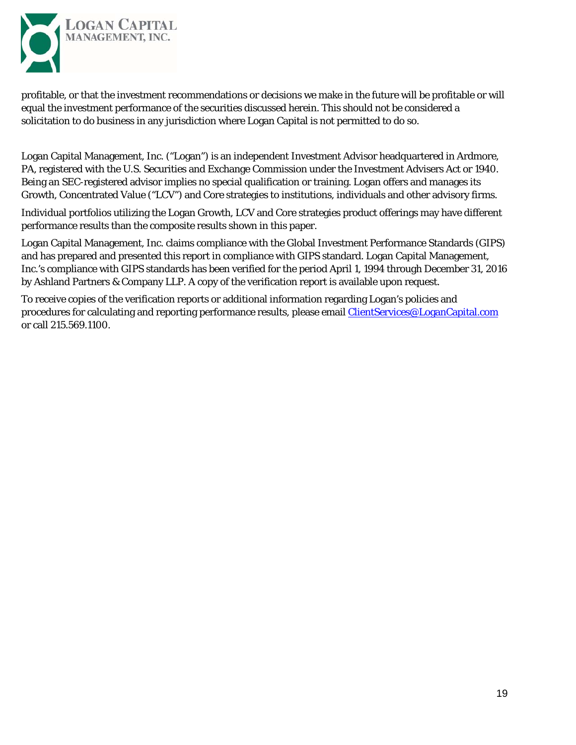profitable, or that the investment recommendations or decisions we make in the future will be profitable or will equal the investment performance of the securities discussed herein. This should not be considered a solicitation to do business in any jurisdiction where Logan Capital is not permitted to do so.

Logan Capital Management, Inc. ("Logan") is an independent Investment Advisor headquartered in Ardmore, PA, registered with the U.S. Securities and Exchange Commission under the Investment Advisers Act or 1940. Being an SEC-registered advisor implies no special qualification or training. Logan offers and manages its Growth, Concentrated Value ("LCV") and Core strategies to institutions, individuals and other advisory firms.

Individual portfolios utilizing the Logan Growth, LCV and Core strategies product offerings may have different performance results than the composite results shown in this paper.

Logan Capital Management, Inc. claims compliance with the Global Investment Performance Standards (GIPS) and has prepared and presented this report in compliance with GIPS standard. Logan Capital Management, Inc.'s compliance with GIPS standards has been verified for the period April 1, 1994 through December 31, 2016 by Ashland Partners & Company LLP. A copy of the verification report is available upon request.

To receive copies of the verification reports or additional information regarding Logan's policies and procedures for calculating and reporting performance results, please email ClientServices@LoganCapital.com or call 215.569.1100.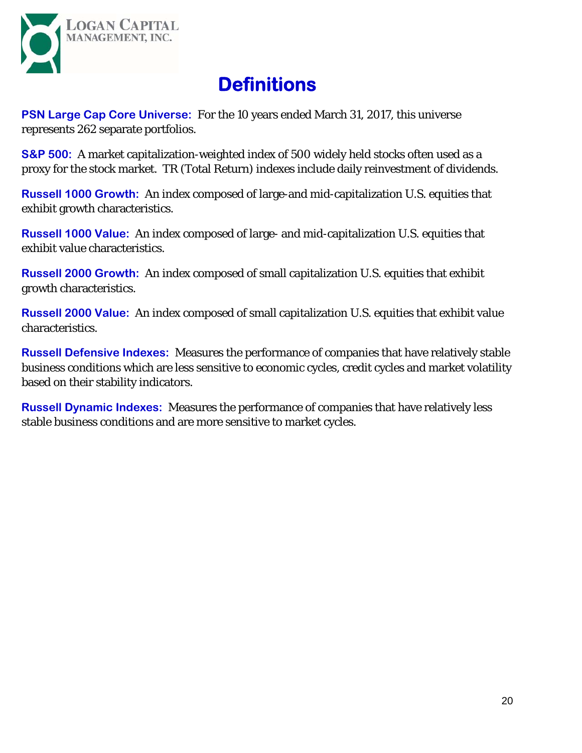# Definitions

**PSN Large Cap Core Universe:** For the 10 years ended March 31, 2017, this universe represents 262 separate portfolios.

**S&P 500:** A market capitalization-weighted index of 500 widely held stocks often used as a proxy for the stock market. TR (Total Return) indexes include daily reinvestment of dividends.

**Russell 1000 Growth:** An index composed of large-and mid-capitalization U.S. equities that exhibit growth characteristics.

**Russell 1000 Value:** An index composed of large- and mid-capitalization U.S. equities that exhibit value characteristics.

**Russell 2000 Growth:** An index composed of small capitalization U.S. equities that exhibit growth characteristics.

**Russell 2000 Value:** An index composed of small capitalization U.S. equities that exhibit value characteristics.

**Russell Defensive Indexes:** Measures the performance of companies that have relatively stable business conditions which are less sensitive to economic cycles, credit cycles and market volatility based on their stability indicators.

**Russell Dynamic Indexes:** Measures the performance of companies that have relatively less stable business conditions and are more sensitive to market cycles.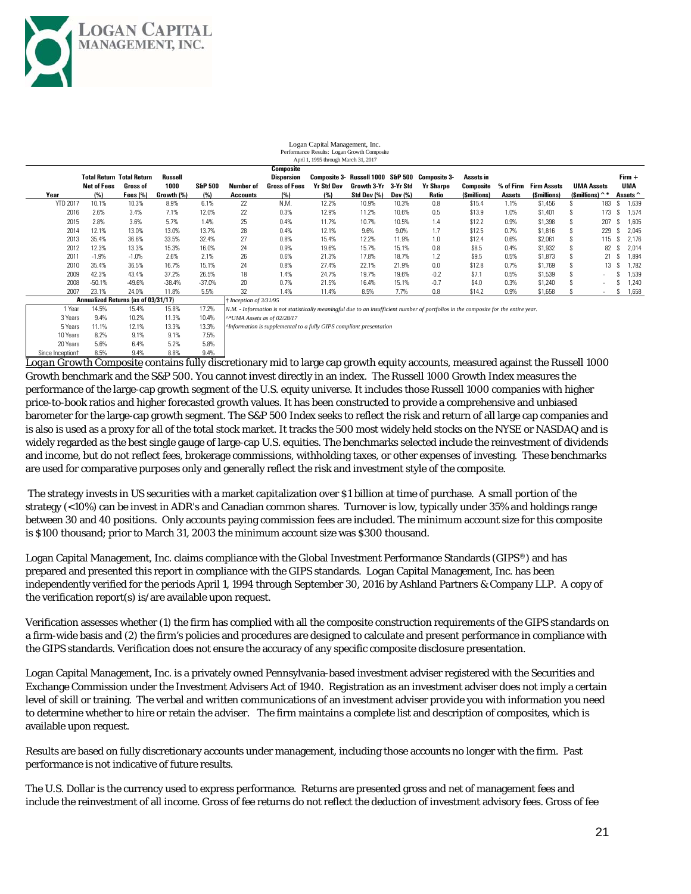Logan Capital Management, Inc.
Performance Results: Logan Growth Composite
April 1, 1995 through March 31, 2017

| Year | Total Return Net of Fees (%) | Total Return Gross of Fees (%) | Russell 1000 Growth (%) | S&P 500 (%) | Number of Accounts | Composite Dispersion Gross of Fees (%) | Composite 3-Yr Std Dev (%) | Russell 1000 Growth 3-Yr Std Dev (%) | S&P 500 3-Yr Std Dev (%) | Composite 3-Yr Sharpe Ratio | Assets in Composite ($millions) | % of Firm Assets | Firm Assets ($millions) | UMA Assets ($millions) ^ * | Firm + UMA Assets ^ |
|---|---|---|---|---|---|---|---|---|---|---|---|---|---|---|---|
| YTD 2017 | 10.1% | 10.3% | 8.9% | 6.1% | 22 | N.M. | 12.2% | 10.9% | 10.3% | 0.8 | $15.4 | 1.1% | $1,456 | $ 183 | $ 1,639 |
| 2016 | 2.6% | 3.4% | 7.1% | 12.0% | 22 | 0.3% | 12.9% | 11.2% | 10.6% | 0.5 | $13.9 | 1.0% | $1,401 | $ 173 | $ 1,574 |
| 2015 | 2.8% | 3.6% | 5.7% | 1.4% | 25 | 0.4% | 11.7% | 10.7% | 10.5% | 1.4 | $12.2 | 0.9% | $1,398 | $ 207 | $ 1,605 |
| 2014 | 12.1% | 13.0% | 13.0% | 13.7% | 28 | 0.4% | 12.1% | 9.6% | 9.0% | 1.7 | $12.5 | 0.7% | $1,816 | $ 229 | $ 2,045 |
| 2013 | 35.4% | 36.6% | 33.5% | 32.4% | 27 | 0.8% | 15.4% | 12.2% | 11.9% | 1.0 | $12.4 | 0.6% | $2,061 | $ 115 | $ 2,176 |
| 2012 | 12.3% | 13.3% | 15.3% | 16.0% | 24 | 0.9% | 19.6% | 15.7% | 15.1% | 0.8 | $8.5 | 0.4% | $1,932 | $ 82 | $ 2,014 |
| 2011 | -1.9% | -1.0% | 2.6% | 2.1% | 26 | 0.6% | 21.3% | 17.8% | 18.7% | 1.2 | $9.5 | 0.5% | $1,873 | $ 21 | $ 1,894 |
| 2010 | 35.4% | 36.5% | 16.7% | 15.1% | 24 | 0.8% | 27.4% | 22.1% | 21.9% | 0.0 | $12.8 | 0.7% | $1,769 | $ 13 | $ 1,782 |
| 2009 | 42.3% | 43.4% | 37.2% | 26.5% | 18 | 1.4% | 24.7% | 19.7% | 19.6% | -0.2 | $7.1 | 0.5% | $1,539 | $ - | $ 1,539 |
| 2008 | -50.1% | -49.6% | -38.4% | -37.0% | 20 | 0.7% | 21.5% | 16.4% | 15.1% | -0.7 | $4.0 | 0.3% | $1,240 | $ - | $ 1,240 |
| 2007 | 23.1% | 24.0% | 11.8% | 5.5% | 32 | 1.4% | 11.4% | 8.5% | 7.7% | 0.8 | $14.2 | 0.9% | $1,658 | $ - | $ 1,658 |

| Annualized Returns (as of 03/31/17) | Net of Fees | Gross of Fees | Russell 1000 Growth | S&P 500 |
|---|---|---|---|---|
| 1 Year | 14.5% | 15.4% | 15.8% | 17.2% |
| 3 Years | 9.4% | 10.2% | 11.3% | 10.4% |
| 5 Years | 11.1% | 12.1% | 13.3% | 13.3% |
| 10 Years | 8.2% | 9.1% | 9.1% | 7.5% |
| 20 Years | 5.6% | 6.4% | 5.2% | 5.8% |
| Since Inception† | 8.5% | 9.4% | 8.8% | 9.4% |

*† Inception of 3/31/95*

*N.M. - Information is not statistically meaningful due to an insufficient number of portfolios in the composite for the entire year.*

*^\*UMA Assets as of 02/28/17*

*^Information is supplemental to a fully GIPS compliant presentation*

Logan Growth Composite contains fully discretionary mid to large cap growth equity accounts, measured against the Russell 1000 Growth benchmark and the S&P 500. You cannot invest directly in an index. The Russell 1000 Growth Index measures the performance of the large-cap growth segment of the U.S. equity universe. It includes those Russell 1000 companies with higher price-to-book ratios and higher forecasted growth values. It has been constructed to provide a comprehensive and unbiased barometer for the large-cap growth segment. The S&P 500 Index seeks to reflect the risk and return of all large cap companies and is also is used as a proxy for all of the total stock market. It tracks the 500 most widely held stocks on the NYSE or NASDAQ and is widely regarded as the best single gauge of large-cap U.S. equities. The benchmarks selected include the reinvestment of dividends and income, but do not reflect fees, brokerage commissions, withholding taxes, or other expenses of investing. These benchmarks are used for comparative purposes only and generally reflect the risk and investment style of the composite.

The strategy invests in US securities with a market capitalization over $1 billion at time of purchase. A small portion of the strategy (<10%) can be invest in ADR's and Canadian common shares. Turnover is low, typically under 35% and holdings range between 30 and 40 positions. Only accounts paying commission fees are included. The minimum account size for this composite is $100 thousand; prior to March 31, 2003 the minimum account size was $300 thousand.

Logan Capital Management, Inc. claims compliance with the Global Investment Performance Standards (GIPS®) and has prepared and presented this report in compliance with the GIPS standards. Logan Capital Management, Inc. has been independently verified for the periods April 1, 1994 through September 30, 2016 by Ashland Partners & Company LLP. A copy of the verification report(s) is/are available upon request.

Verification assesses whether (1) the firm has complied with all the composite construction requirements of the GIPS standards on a firm-wide basis and (2) the firm's policies and procedures are designed to calculate and present performance in compliance with the GIPS standards. Verification does not ensure the accuracy of any specific composite disclosure presentation.

Logan Capital Management, Inc. is a privately owned Pennsylvania-based investment adviser registered with the Securities and Exchange Commission under the Investment Advisers Act of 1940. Registration as an investment adviser does not imply a certain level of skill or training. The verbal and written communications of an investment adviser provide you with information you need to determine whether to hire or retain the adviser. The firm maintains a complete list and description of composites, which is available upon request.

Results are based on fully discretionary accounts under management, including those accounts no longer with the firm. Past performance is not indicative of future results.

The U.S. Dollar is the currency used to express performance. Returns are presented gross and net of management fees and include the reinvestment of all income. Gross of fee returns do not reflect the deduction of investment advisory fees. Gross of fee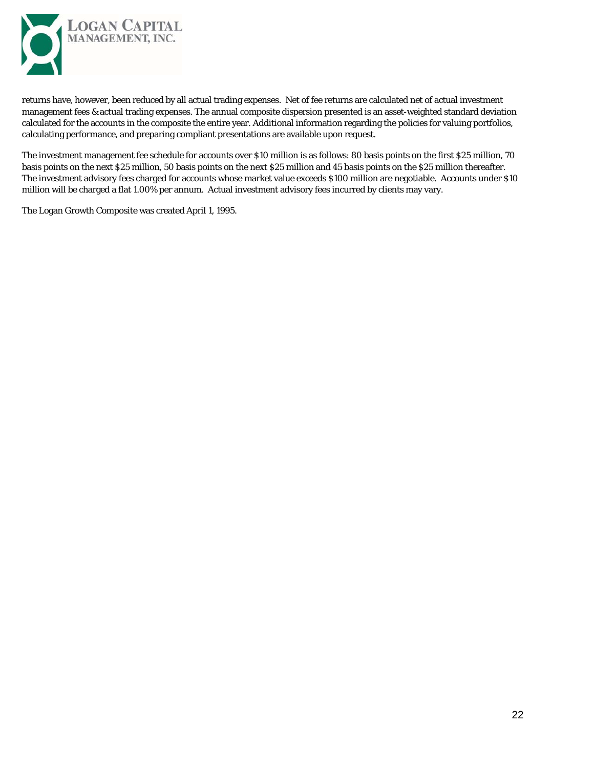returns have, however, been reduced by all actual trading expenses. Net of fee returns are calculated net of actual investment management fees & actual trading expenses. The annual composite dispersion presented is an asset-weighted standard deviation calculated for the accounts in the composite the entire year. Additional information regarding the policies for valuing portfolios, calculating performance, and preparing compliant presentations are available upon request.

The investment management fee schedule for accounts over $10 million is as follows: 80 basis points on the first $25 million, 70 basis points on the next $25 million, 50 basis points on the next $25 million and 45 basis points on the $25 million thereafter. The investment advisory fees charged for accounts whose market value exceeds $100 million are negotiable. Accounts under $10 million will be charged a flat 1.00% per annum. Actual investment advisory fees incurred by clients may vary.

The Logan Growth Composite was created April 1, 1995.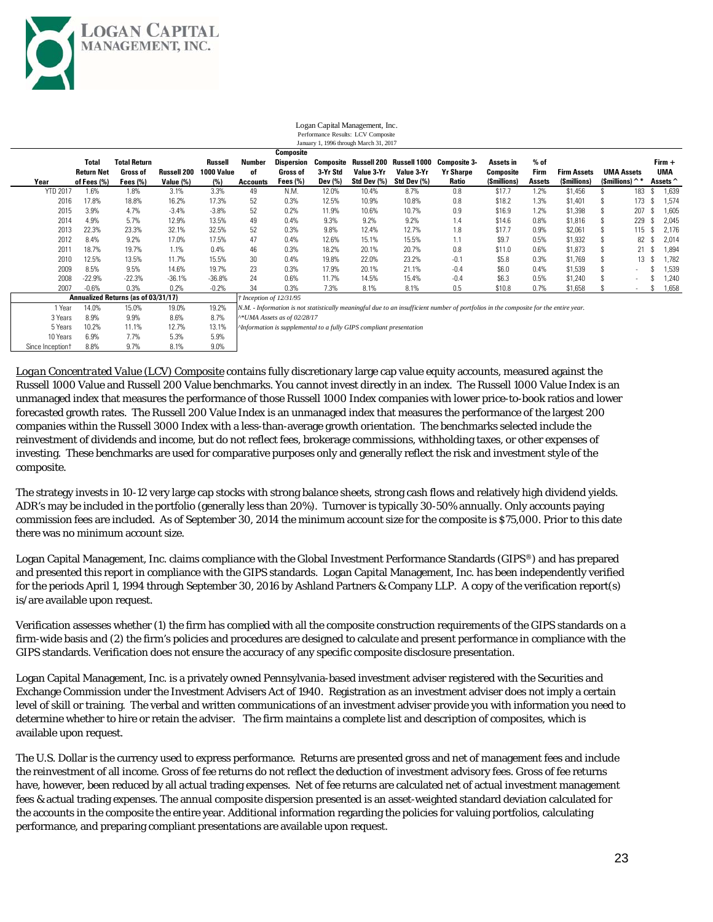Logan Capital Management, Inc.
Performance Results: LCV Composite
January 1, 1996 through March 31, 2017

| Year | Total Return Net of Fees (%) | Total Return Gross of Fees (%) | Russell 200 Value (%) | Russell 1000 Value (%) | Number of Accounts | Composite Dispersion Gross of Fees (%) | Composite 3-Yr Std Dev (%) | Russell 200 Value 3-Yr Std Dev (%) | Russell 1000 Value 3-Yr Std Dev (%) | Composite 3-Yr Sharpe Ratio | Assets in Composite ($millions) | % of Firm Assets | Firm Assets ($millions) | UMA Assets ($millions) ^* | Firm + UMA Assets ^ |
|---|---|---|---|---|---|---|---|---|---|---|---|---|---|---|---|
| YTD 2017 | 1.6% | 1.8% | 3.1% | 3.3% | 49 | N.M. | 12.0% | 10.4% | 8.7% | 0.8 | $17.7 | 1.2% | $1,456 | $ 183 | $ 1,639 |
| 2016 | 17.8% | 18.8% | 16.2% | 17.3% | 52 | 0.3% | 12.5% | 10.9% | 10.8% | 0.8 | $18.2 | 1.3% | $1,401 | $ 173 | $ 1,574 |
| 2015 | 3.9% | 4.7% | -3.4% | -3.8% | 52 | 0.2% | 11.9% | 10.6% | 10.7% | 0.9 | $16.9 | 1.2% | $1,398 | $ 207 | $ 1,605 |
| 2014 | 4.9% | 5.7% | 12.9% | 13.5% | 49 | 0.4% | 9.3% | 9.2% | 9.2% | 1.4 | $14.6 | 0.8% | $1,816 | $ 229 | $ 2,045 |
| 2013 | 22.3% | 23.3% | 32.1% | 32.5% | 52 | 0.3% | 9.8% | 12.4% | 12.7% | 1.8 | $17.7 | 0.9% | $2,061 | $ 115 | $ 2,176 |
| 2012 | 8.4% | 9.2% | 17.0% | 17.5% | 47 | 0.4% | 12.6% | 15.1% | 15.5% | 1.1 | $9.7 | 0.5% | $1,932 | $ 82 | $ 2,014 |
| 2011 | 18.7% | 19.7% | 1.1% | 0.4% | 46 | 0.3% | 18.2% | 20.1% | 20.7% | 0.8 | $11.0 | 0.6% | $1,873 | $ 21 | $ 1,894 |
| 2010 | 12.5% | 13.5% | 11.7% | 15.5% | 30 | 0.4% | 19.8% | 22.0% | 23.2% | -0.1 | $5.8 | 0.3% | $1,769 | $ 13 | $ 1,782 |
| 2009 | 8.5% | 9.5% | 14.6% | 19.7% | 23 | 0.3% | 17.9% | 20.1% | 21.1% | -0.4 | $6.0 | 0.4% | $1,539 | $ - | $ 1,539 |
| 2008 | -22.9% | -22.3% | -36.1% | -36.8% | 24 | 0.6% | 11.7% | 14.5% | 15.4% | -0.4 | $6.3 | 0.5% | $1,240 | $ - | $ 1,240 |
| 2007 | -0.6% | 0.3% | 0.2% | -0.2% | 34 | 0.3% | 7.3% | 8.1% | 8.1% | 0.5 | $10.8 | 0.7% | $1,658 | $ - | $ 1,658 |

| Annualized Returns (as of 03/31/17) | Total Return Net of Fees (%) | Total Return Gross of Fees (%) | Russell 200 Value (%) | Russell 1000 Value (%) |
|---|---|---|---|---|
| 1 Year | 14.0% | 15.0% | 19.0% | 19.2% |
| 3 Years | 8.9% | 9.9% | 8.6% | 8.7% |
| 5 Years | 10.2% | 11.1% | 12.7% | 13.1% |
| 10 Years | 6.9% | 7.7% | 5.3% | 5.9% |
| Since Inception† | 8.8% | 9.7% | 8.1% | 9.0% |

*† Inception of 12/31/95*

*N.M. - Information is not statistically meaningful due to an insufficient number of portfolios in the composite for the entire year.*

*^*UMA Assets as of 02/28/17*

*^Information is supplemental to a fully GIPS compliant presentation*

*Logan Concentrated Value (LCV) Composite* contains fully discretionary large cap value equity accounts, measured against the Russell 1000 Value and Russell 200 Value benchmarks. You cannot invest directly in an index. The Russell 1000 Value Index is an unmanaged index that measures the performance of those Russell 1000 Index companies with lower price-to-book ratios and lower forecasted growth rates. The Russell 200 Value Index is an unmanaged index that measures the performance of the largest 200 companies within the Russell 3000 Index with a less-than-average growth orientation. The benchmarks selected include the reinvestment of dividends and income, but do not reflect fees, brokerage commissions, withholding taxes, or other expenses of investing. These benchmarks are used for comparative purposes only and generally reflect the risk and investment style of the composite.

The strategy invests in 10-12 very large cap stocks with strong balance sheets, strong cash flows and relatively high dividend yields. ADR's may be included in the portfolio (generally less than 20%). Turnover is typically 30-50% annually. Only accounts paying commission fees are included. As of September 30, 2014 the minimum account size for the composite is $75,000. Prior to this date there was no minimum account size.

Logan Capital Management, Inc. claims compliance with the Global Investment Performance Standards (GIPS®) and has prepared and presented this report in compliance with the GIPS standards. Logan Capital Management, Inc. has been independently verified for the periods April 1, 1994 through September 30, 2016 by Ashland Partners & Company LLP. A copy of the verification report(s) is/are available upon request.

Verification assesses whether (1) the firm has complied with all the composite construction requirements of the GIPS standards on a firm-wide basis and (2) the firm's policies and procedures are designed to calculate and present performance in compliance with the GIPS standards. Verification does not ensure the accuracy of any specific composite disclosure presentation.

Logan Capital Management, Inc. is a privately owned Pennsylvania-based investment adviser registered with the Securities and Exchange Commission under the Investment Advisers Act of 1940. Registration as an investment adviser does not imply a certain level of skill or training. The verbal and written communications of an investment adviser provide you with information you need to determine whether to hire or retain the adviser. The firm maintains a complete list and description of composites, which is available upon request.

The U.S. Dollar is the currency used to express performance. Returns are presented gross and net of management fees and include the reinvestment of all income. Gross of fee returns do not reflect the deduction of investment advisory fees. Gross of fee returns have, however, been reduced by all actual trading expenses. Net of fee returns are calculated net of actual investment management fees & actual trading expenses. The annual composite dispersion presented is an asset-weighted standard deviation calculated for the accounts in the composite the entire year. Additional information regarding the policies for valuing portfolios, calculating performance, and preparing compliant presentations are available upon request.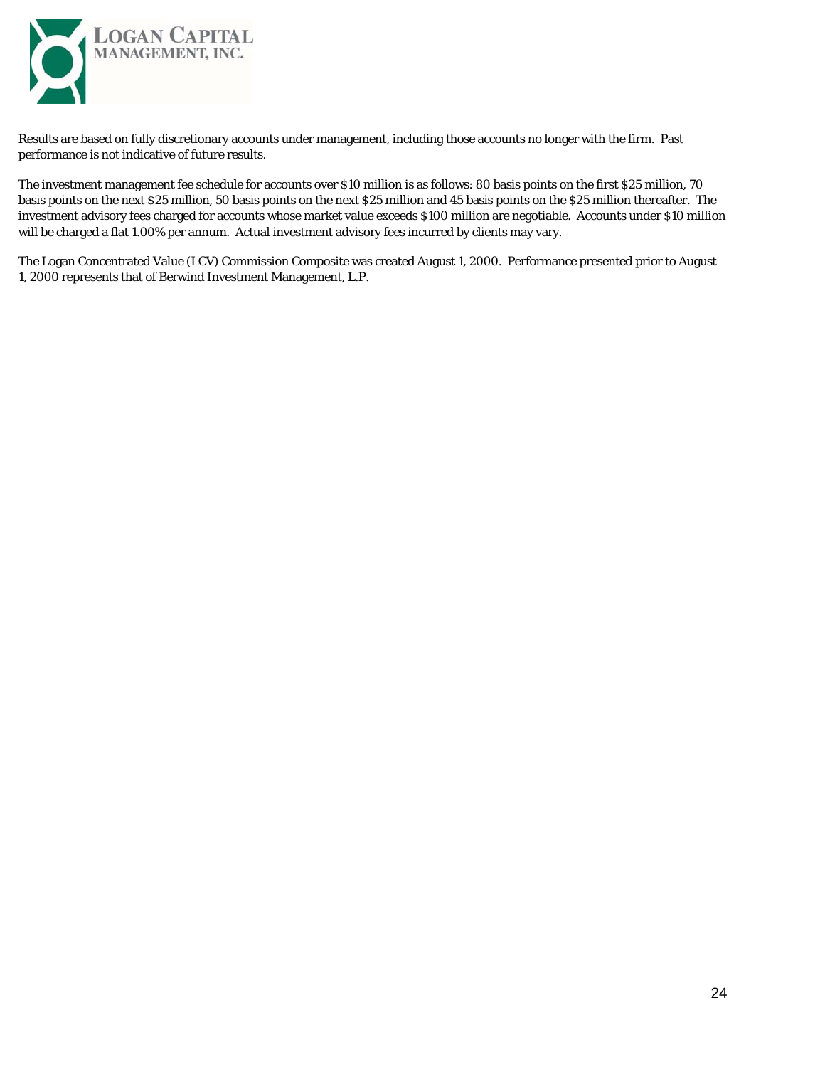Results are based on fully discretionary accounts under management, including those accounts no longer with the firm. Past performance is not indicative of future results.

The investment management fee schedule for accounts over $10 million is as follows: 80 basis points on the first $25 million, 70 basis points on the next $25 million, 50 basis points on the next $25 million and 45 basis points on the $25 million thereafter. The investment advisory fees charged for accounts whose market value exceeds $100 million are negotiable. Accounts under $10 million will be charged a flat 1.00% per annum. Actual investment advisory fees incurred by clients may vary.

The Logan Concentrated Value (LCV) Commission Composite was created August 1, 2000. Performance presented prior to August 1, 2000 represents that of Berwind Investment Management, L.P.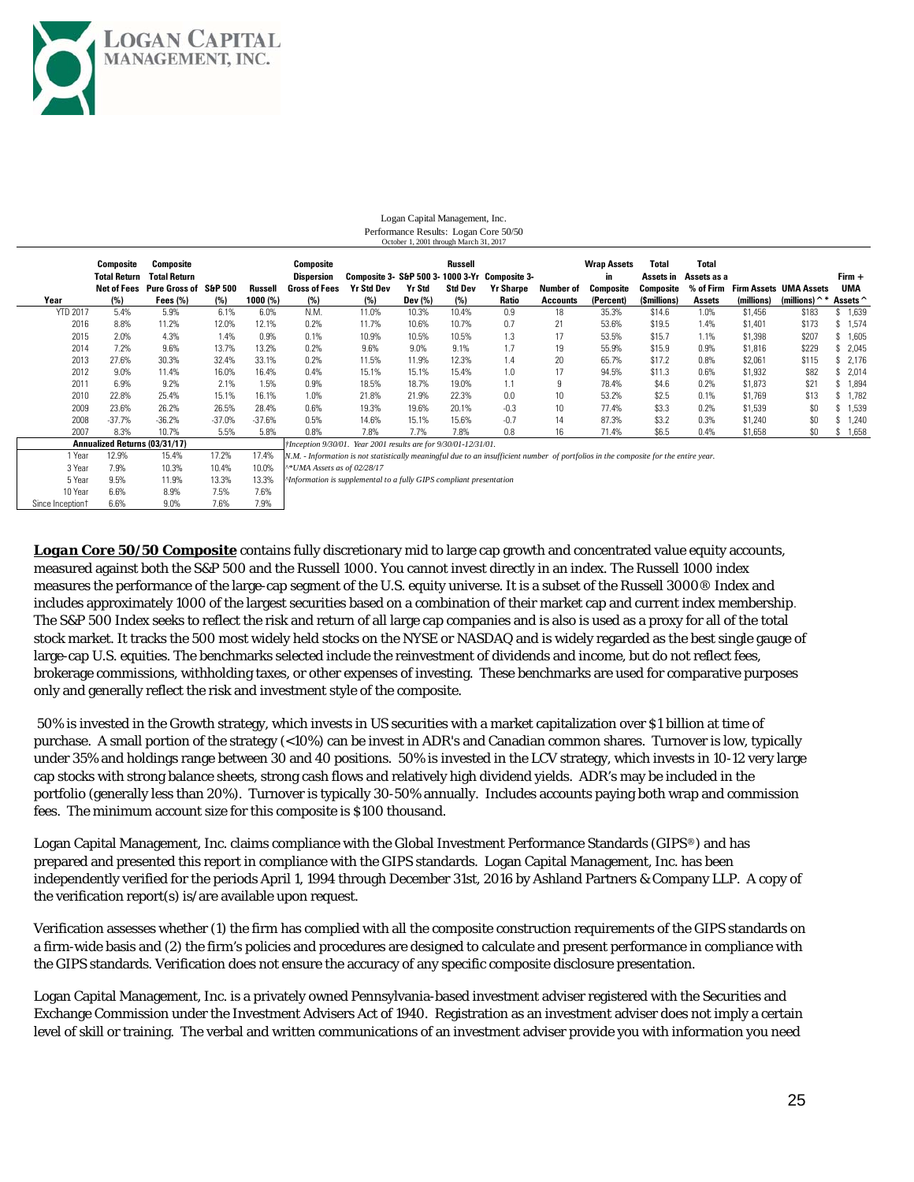LOGAN CAPITAL MANAGEMENT, INC.

Logan Capital Management, Inc.
Performance Results: Logan Core 50/50
October 1, 2001 through March 31, 2017

| Year | Composite Total Return Net of Fees (%) | Composite Total Return Pure Gross of Fees (%) | S&P 500 (%) | Russell 1000 (%) | Composite Dispersion Gross of Fees (%) | Composite 3-Yr Std Dev (%) | S&P 500 3-Yr Std Dev (%) | Russell 1000 3-Yr Std Dev (%) | Composite 3-Yr Sharpe Ratio | Number of Accounts | Wrap Assets in Composite (Percent) | Total Assets in Composite ($millions) | Total Assets as a % of Firm Assets | Firm Assets (millions) | UMA Assets (millions) ^* | Firm + UMA Assets ^ |
|---|---|---|---|---|---|---|---|---|---|---|---|---|---|---|---|---|
| YTD 2017 | 5.4% | 5.9% | 6.1% | 6.0% | N.M. | 11.0% | 10.3% | 10.4% | 0.9 | 18 | 35.3% | $14.6 | 1.0% | $1,456 | $183 | $ 1,639 |
| 2016 | 8.8% | 11.2% | 12.0% | 12.1% | 0.2% | 11.7% | 10.6% | 10.7% | 0.7 | 21 | 53.6% | $19.5 | 1.4% | $1,401 | $173 | $ 1,574 |
| 2015 | 2.0% | 4.3% | 1.4% | 0.9% | 0.1% | 10.9% | 10.5% | 10.5% | 1.3 | 17 | 53.5% | $15.7 | 1.1% | $1,398 | $207 | $ 1,605 |
| 2014 | 7.2% | 9.6% | 13.7% | 13.2% | 0.2% | 9.6% | 9.0% | 9.1% | 1.7 | 19 | 55.9% | $15.9 | 0.9% | $1,816 | $229 | $ 2,045 |
| 2013 | 27.6% | 30.3% | 32.4% | 33.1% | 0.2% | 11.5% | 11.9% | 12.3% | 1.4 | 20 | 65.7% | $17.2 | 0.8% | $2,061 | $115 | $ 2,176 |
| 2012 | 9.0% | 11.4% | 16.0% | 16.4% | 0.4% | 15.1% | 15.1% | 15.4% | 1.0 | 17 | 94.5% | $11.3 | 0.6% | $1,932 | $82 | $ 2,014 |
| 2011 | 6.9% | 9.2% | 2.1% | 1.5% | 0.9% | 18.5% | 18.7% | 19.0% | 1.1 | 9 | 78.4% | $4.6 | 0.2% | $1,873 | $21 | $ 1,894 |
| 2010 | 22.8% | 25.4% | 15.1% | 16.1% | 1.0% | 21.8% | 21.9% | 22.3% | 0.0 | 10 | 53.2% | $2.5 | 0.1% | $1,769 | $13 | $ 1,782 |
| 2009 | 23.6% | 26.2% | 26.5% | 28.4% | 0.6% | 19.3% | 19.6% | 20.1% | -0.3 | 10 | 77.4% | $3.3 | 0.2% | $1,539 | $0 | $ 1,539 |
| 2008 | -37.7% | -36.2% | -37.0% | -37.6% | 0.5% | 14.6% | 15.1% | 15.6% | -0.7 | 14 | 87.3% | $3.2 | 0.3% | $1,240 | $0 | $ 1,240 |
| 2007 | 8.3% | 10.7% | 5.5% | 5.8% | 0.8% | 7.8% | 7.7% | 7.8% | 0.8 | 16 | 71.4% | $6.5 | 0.4% | $1,658 | $0 | $ 1,658 |

| Annualized Returns (03/31/17) | Net of Fees | Pure Gross of Fees | S&P 500 | Russell 1000 |
|---|---|---|---|---|
| 1 Year | 12.9% | 15.4% | 17.2% | 17.4% |
| 3 Year | 7.9% | 10.3% | 10.4% | 10.0% |
| 5 Year | 9.5% | 11.9% | 13.3% | 13.3% |
| 10 Year | 6.6% | 8.9% | 7.5% | 7.6% |
| Since Inception† | 6.6% | 9.0% | 7.6% | 7.9% |

*†Inception 9/30/01. Year 2001 results are for 9/30/01-12/31/01.*

*N.M. - Information is not statistically meaningful due to an insufficient number of portfolios in the composite for the entire year.*

*^*UMA Assets as of 02/28/17*

*^Information is supplemental to a fully GIPS compliant presentation*

**Logan Core 50/50 Composite** contains fully discretionary mid to large cap growth and concentrated value equity accounts, measured against both the S&P 500 and the Russell 1000. You cannot invest directly in an index. The Russell 1000 index measures the performance of the large-cap segment of the U.S. equity universe. It is a subset of the Russell 3000® Index and includes approximately 1000 of the largest securities based on a combination of their market cap and current index membership. The S&P 500 Index seeks to reflect the risk and return of all large cap companies and is also is used as a proxy for all of the total stock market. It tracks the 500 most widely held stocks on the NYSE or NASDAQ and is widely regarded as the best single gauge of large-cap U.S. equities. The benchmarks selected include the reinvestment of dividends and income, but do not reflect fees, brokerage commissions, withholding taxes, or other expenses of investing. These benchmarks are used for comparative purposes only and generally reflect the risk and investment style of the composite.

50% is invested in the Growth strategy, which invests in US securities with a market capitalization over $1 billion at time of purchase. A small portion of the strategy (<10%) can be invest in ADR's and Canadian common shares. Turnover is low, typically under 35% and holdings range between 30 and 40 positions. 50% is invested in the LCV strategy, which invests in 10-12 very large cap stocks with strong balance sheets, strong cash flows and relatively high dividend yields. ADR's may be included in the portfolio (generally less than 20%). Turnover is typically 30-50% annually. Includes accounts paying both wrap and commission fees. The minimum account size for this composite is $100 thousand.

Logan Capital Management, Inc. claims compliance with the Global Investment Performance Standards (GIPS®) and has prepared and presented this report in compliance with the GIPS standards. Logan Capital Management, Inc. has been independently verified for the periods April 1, 1994 through December 31st, 2016 by Ashland Partners & Company LLP. A copy of the verification report(s) is/are available upon request.

Verification assesses whether (1) the firm has complied with all the composite construction requirements of the GIPS standards on a firm-wide basis and (2) the firm's policies and procedures are designed to calculate and present performance in compliance with the GIPS standards. Verification does not ensure the accuracy of any specific composite disclosure presentation.

Logan Capital Management, Inc. is a privately owned Pennsylvania-based investment adviser registered with the Securities and Exchange Commission under the Investment Advisers Act of 1940. Registration as an investment adviser does not imply a certain level of skill or training. The verbal and written communications of an investment adviser provide you with information you need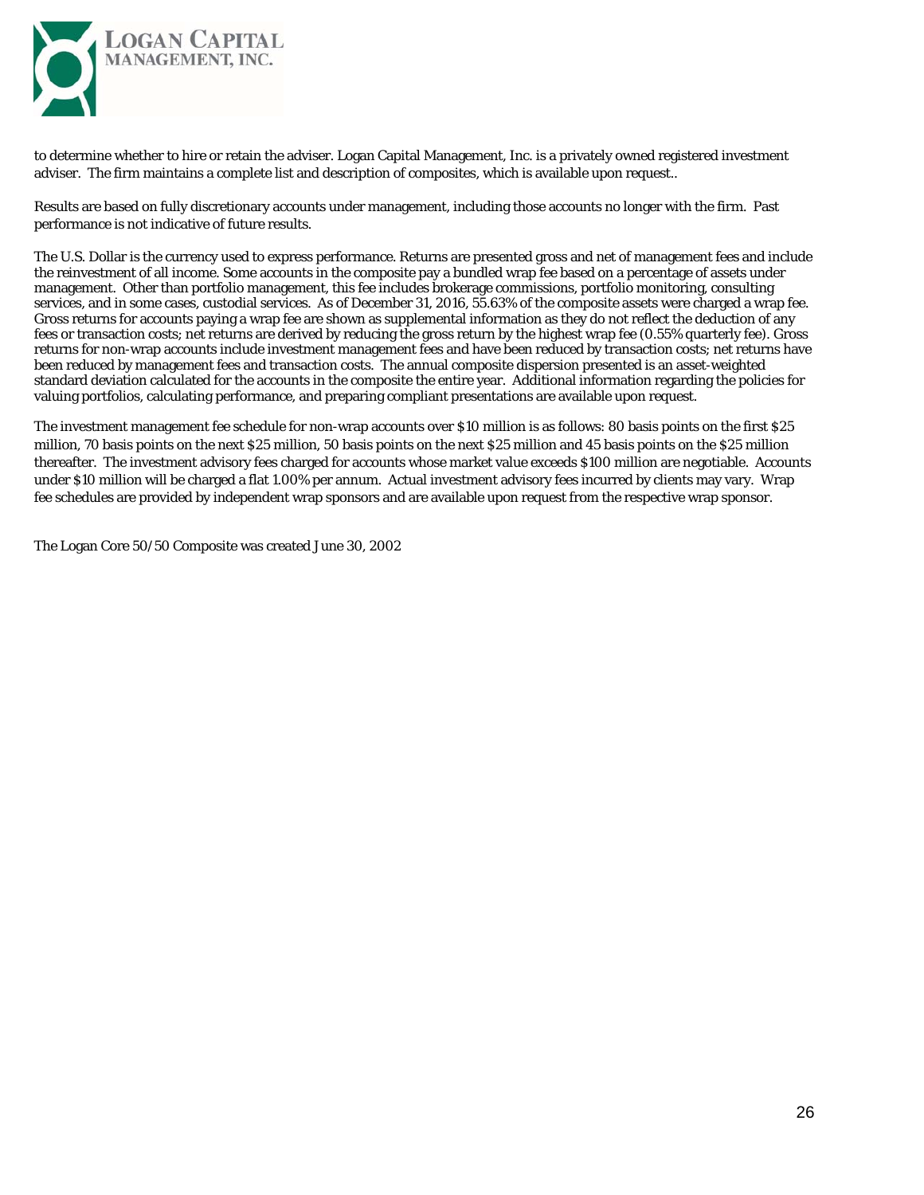to determine whether to hire or retain the adviser. Logan Capital Management, Inc. is a privately owned registered investment adviser. The firm maintains a complete list and description of composites, which is available upon request..

Results are based on fully discretionary accounts under management, including those accounts no longer with the firm. Past performance is not indicative of future results.

The U.S. Dollar is the currency used to express performance. Returns are presented gross and net of management fees and include the reinvestment of all income. Some accounts in the composite pay a bundled wrap fee based on a percentage of assets under management. Other than portfolio management, this fee includes brokerage commissions, portfolio monitoring, consulting services, and in some cases, custodial services. As of December 31, 2016, 55.63% of the composite assets were charged a wrap fee. Gross returns for accounts paying a wrap fee are shown as supplemental information as they do not reflect the deduction of any fees or transaction costs; net returns are derived by reducing the gross return by the highest wrap fee (0.55% quarterly fee). Gross returns for non-wrap accounts include investment management fees and have been reduced by transaction costs; net returns have been reduced by management fees and transaction costs. The annual composite dispersion presented is an asset-weighted standard deviation calculated for the accounts in the composite the entire year. Additional information regarding the policies for valuing portfolios, calculating performance, and preparing compliant presentations are available upon request.

The investment management fee schedule for non-wrap accounts over $10 million is as follows: 80 basis points on the first $25 million, 70 basis points on the next $25 million, 50 basis points on the next $25 million and 45 basis points on the $25 million thereafter. The investment advisory fees charged for accounts whose market value exceeds $100 million are negotiable. Accounts under $10 million will be charged a flat 1.00% per annum. Actual investment advisory fees incurred by clients may vary. Wrap fee schedules are provided by independent wrap sponsors and are available upon request from the respective wrap sponsor.

The Logan Core 50/50 Composite was created June 30, 2002